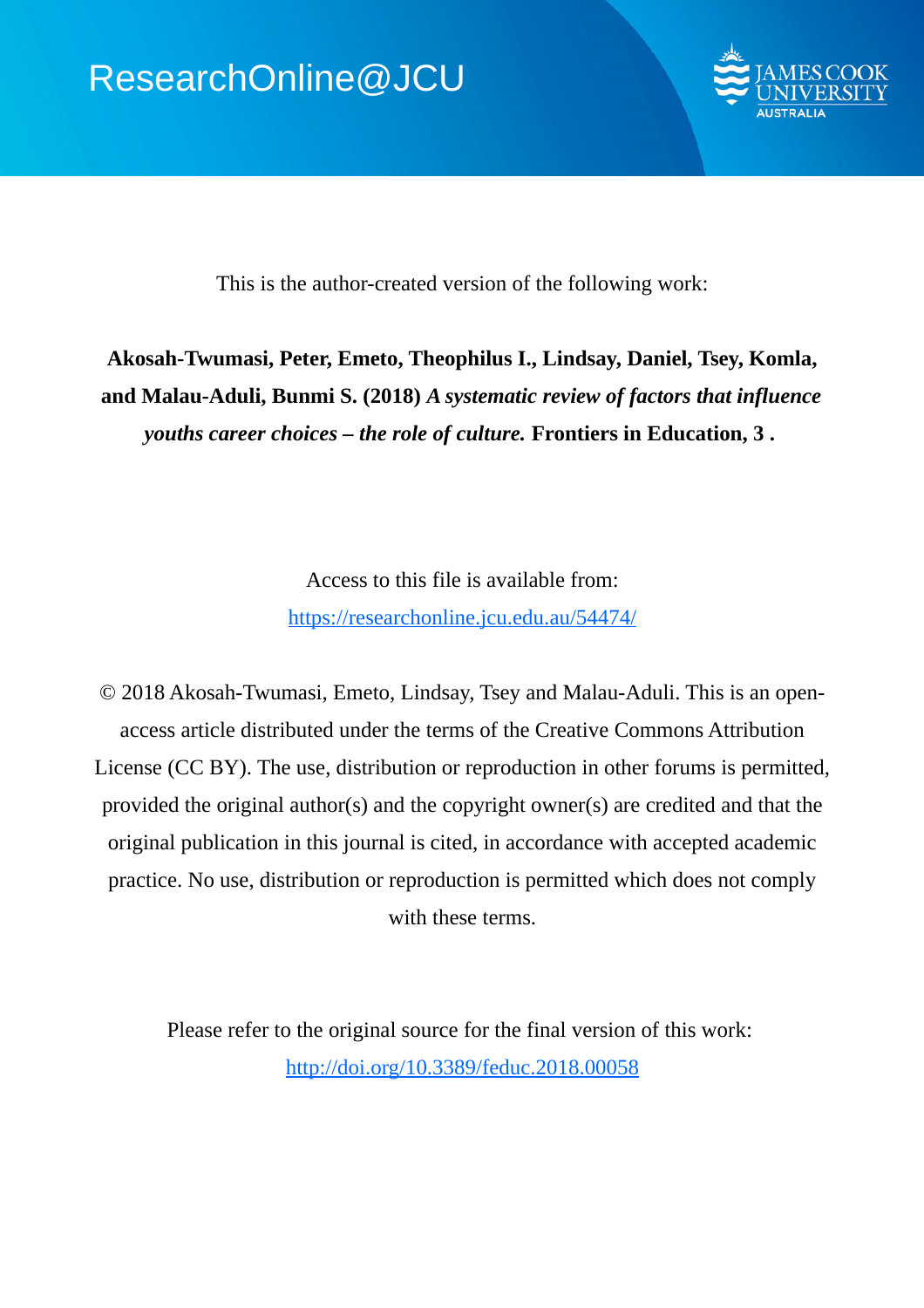ResearchOnline@JCU

This is the author-created version of the following work:

**Akosah-Twumasi, Peter, Emeto, Theophilus I., Lindsay, Daniel, Tsey, Komla, and Malau-Aduli, Bunmi S. (2018)** ***A systematic review of factors that influence youths career choices – the role of culture.*** **Frontiers in Education, 3 .**

Access to this file is available from:

https://researchonline.jcu.edu.au/54474/

© 2018 Akosah-Twumasi, Emeto, Lindsay, Tsey and Malau-Aduli. This is an open-access article distributed under the terms of the Creative Commons Attribution License (CC BY). The use, distribution or reproduction in other forums is permitted, provided the original author(s) and the copyright owner(s) are credited and that the original publication in this journal is cited, in accordance with accepted academic practice. No use, distribution or reproduction is permitted which does not comply with these terms.

Please refer to the original source for the final version of this work:

http://doi.org/10.3389/feduc.2018.00058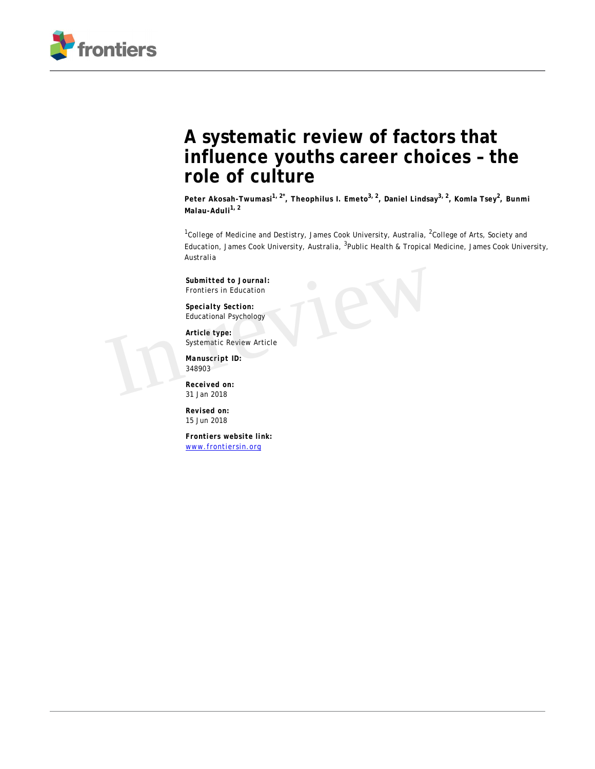# A systematic review of factors that influence youths career choices – the role of culture

**Peter Akosah-Twumasi[1, 2*], Theophilus I. Emeto[3, 2], Daniel Lindsay[3, 2], Komla Tsey[2], Bunmi Malau-Aduli[1, 2]**

[1]College of Medicine and Destistry, James Cook University, Australia, [2]College of Arts, Society and Education, James Cook University, Australia, [3]Public Health & Tropical Medicine, James Cook University, Australia

**Submitted to Journal:**
Frontiers in Education

**Specialty Section:**
Educational Psychology

**Article type:**
Systematic Review Article

**Manuscript ID:**
348903

**Received on:**
31 Jan 2018

**Revised on:**
15 Jun 2018

**Frontiers website link:**
www.frontiersin.org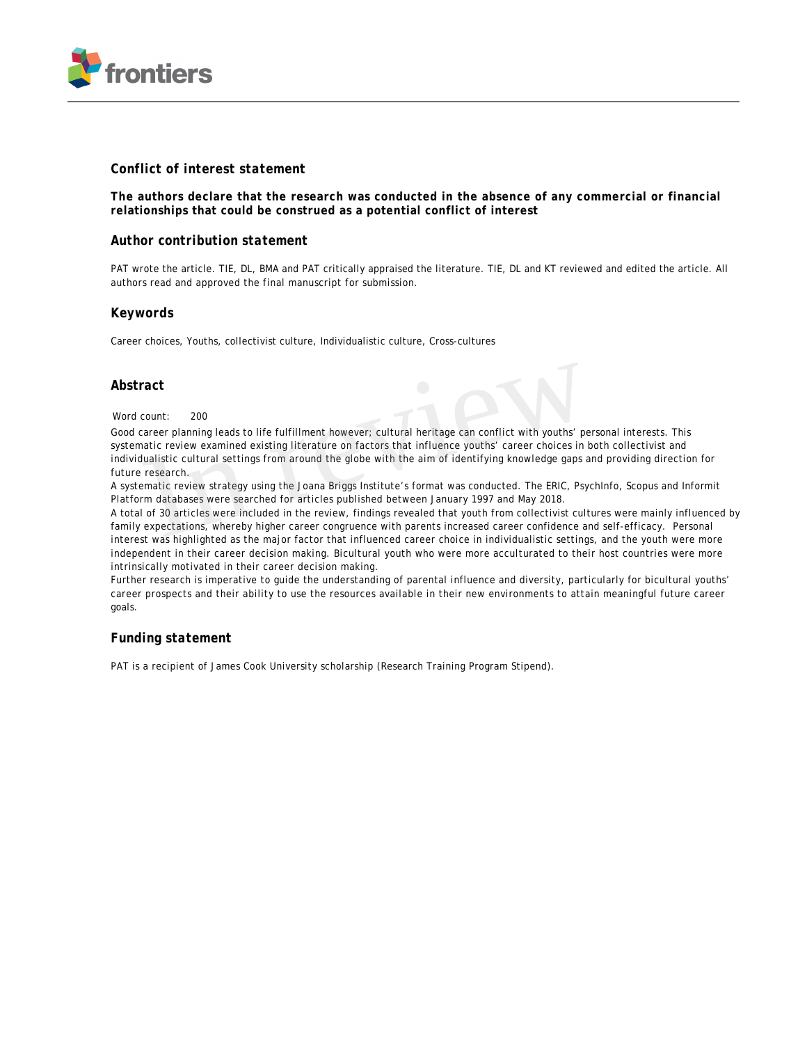## Conflict of interest statement

**The authors declare that the research was conducted in the absence of any commercial or financial relationships that could be construed as a potential conflict of interest**

## Author contribution statement

PAT wrote the article. TIE, DL, BMA and PAT critically appraised the literature. TIE, DL and KT reviewed and edited the article. All authors read and approved the final manuscript for submission.

## Keywords

Career choices, Youths, collectivist culture, Individualistic culture, Cross-cultures

## Abstract

Word count: 200

Good career planning leads to life fulfillment however; cultural heritage can conflict with youths' personal interests. This systematic review examined existing literature on factors that influence youths' career choices in both collectivist and individualistic cultural settings from around the globe with the aim of identifying knowledge gaps and providing direction for future research.

A systematic review strategy using the Joana Briggs Institute's format was conducted. The ERIC, PsychInfo, Scopus and Informit Platform databases were searched for articles published between January 1997 and May 2018.

A total of 30 articles were included in the review, findings revealed that youth from collectivist cultures were mainly influenced by family expectations, whereby higher career congruence with parents increased career confidence and self-efficacy. Personal interest was highlighted as the major factor that influenced career choice in individualistic settings, and the youth were more independent in their career decision making. Bicultural youth who were more acculturated to their host countries were more intrinsically motivated in their career decision making.

Further research is imperative to guide the understanding of parental influence and diversity, particularly for bicultural youths' career prospects and their ability to use the resources available in their new environments to attain meaningful future career goals.

## Funding statement

PAT is a recipient of James Cook University scholarship (Research Training Program Stipend).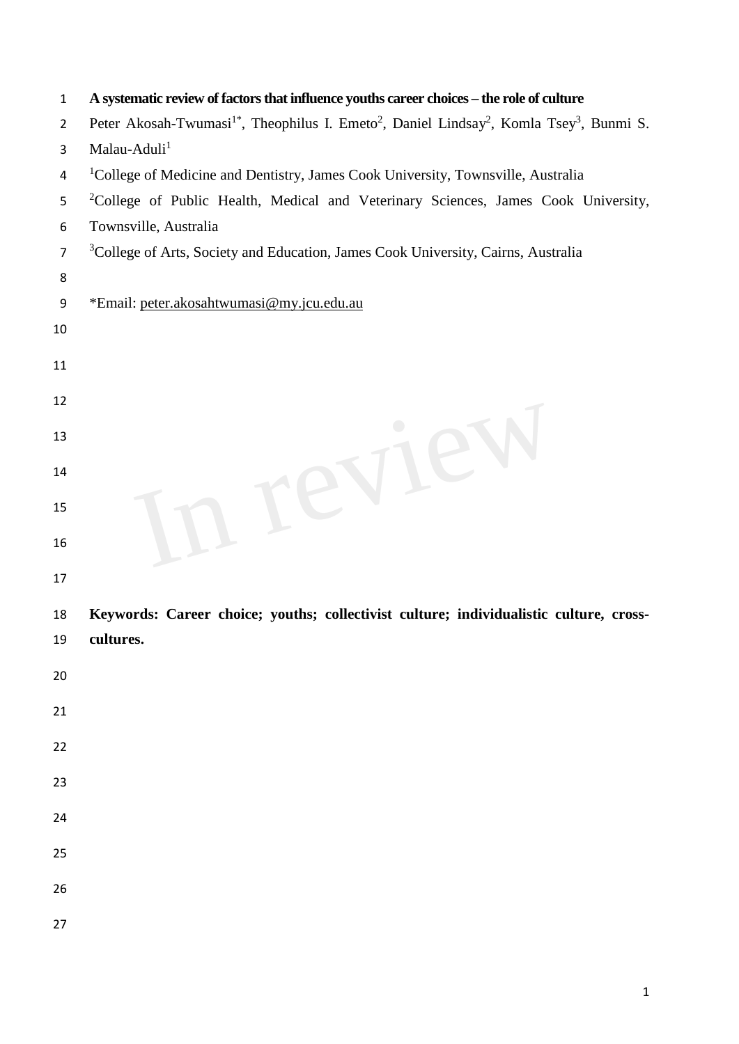**A systematic review of factors that influence youths career choices – the role of culture**

Peter Akosah-Twumasi[1*], Theophilus I. Emeto[2], Daniel Lindsay[2], Komla Tsey[3], Bunmi S. Malau-Aduli[1]

[1]College of Medicine and Dentistry, James Cook University, Townsville, Australia

[2]College of Public Health, Medical and Veterinary Sciences, James Cook University, Townsville, Australia

[3]College of Arts, Society and Education, James Cook University, Cairns, Australia

*Email: peter.akosahtwumasi@my.jcu.edu.au

**Keywords: Career choice; youths; collectivist culture; individualistic culture, cross-cultures.**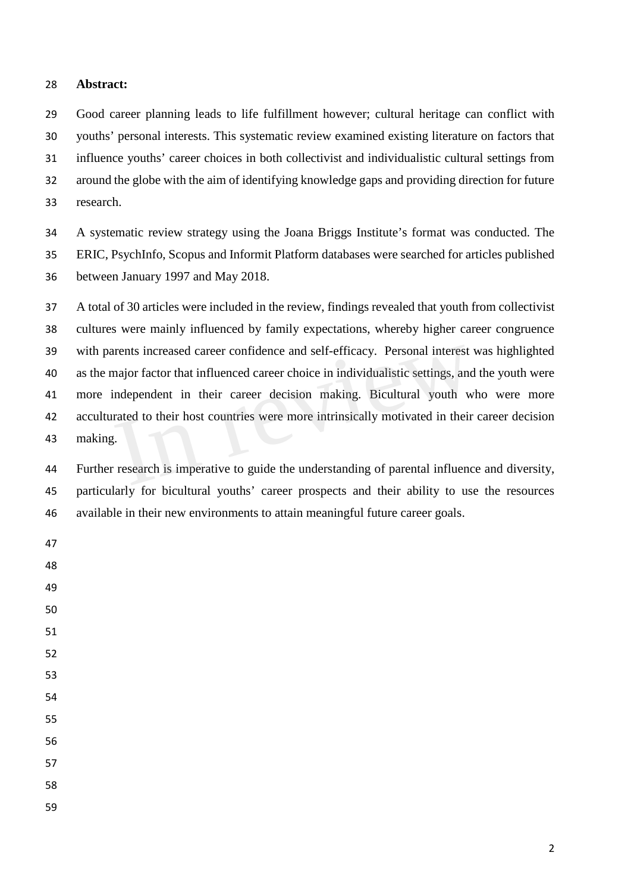**Abstract:**

Good career planning leads to life fulfillment however; cultural heritage can conflict with youths' personal interests. This systematic review examined existing literature on factors that influence youths' career choices in both collectivist and individualistic cultural settings from around the globe with the aim of identifying knowledge gaps and providing direction for future research.

A systematic review strategy using the Joana Briggs Institute's format was conducted. The ERIC, PsychInfo, Scopus and Informit Platform databases were searched for articles published between January 1997 and May 2018.

A total of 30 articles were included in the review, findings revealed that youth from collectivist cultures were mainly influenced by family expectations, whereby higher career congruence with parents increased career confidence and self-efficacy. Personal interest was highlighted as the major factor that influenced career choice in individualistic settings, and the youth were more independent in their career decision making. Bicultural youth who were more acculturated to their host countries were more intrinsically motivated in their career decision making.

Further research is imperative to guide the understanding of parental influence and diversity, particularly for bicultural youths' career prospects and their ability to use the resources available in their new environments to attain meaningful future career goals.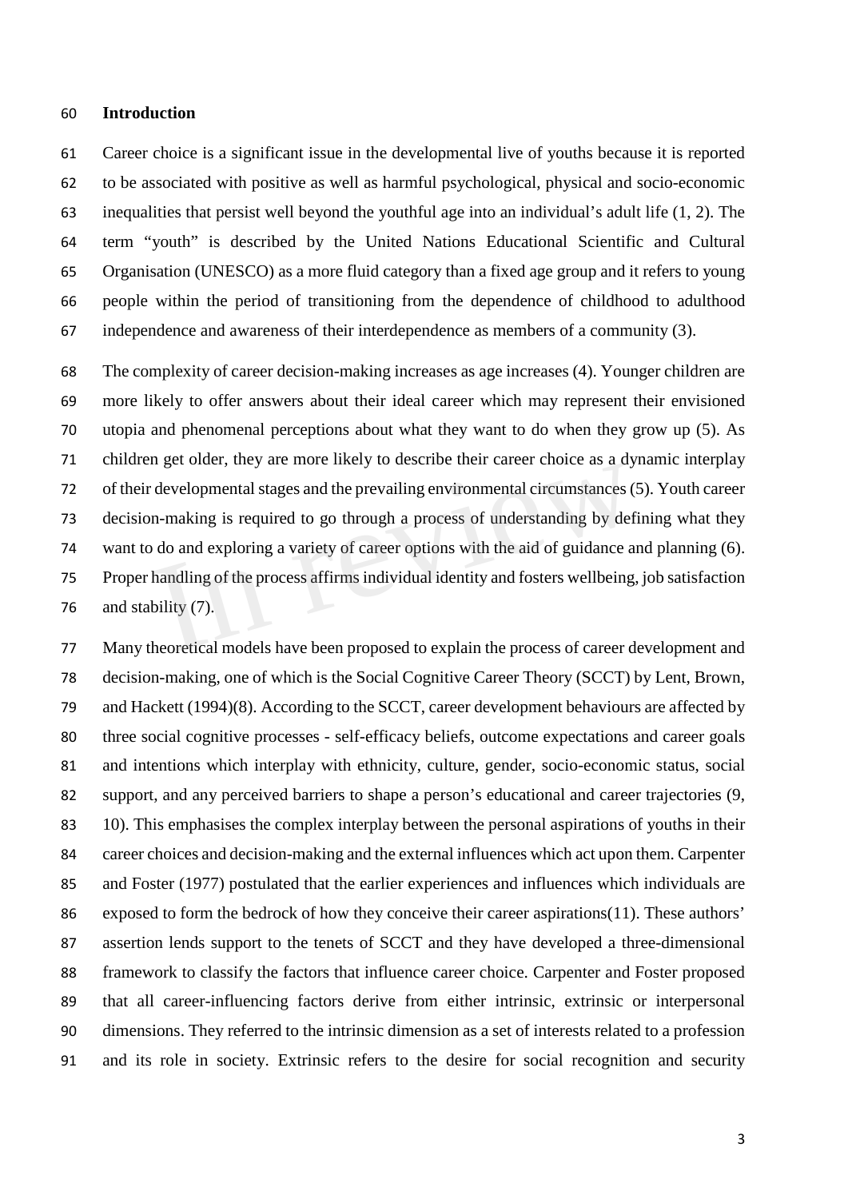## Introduction

Career choice is a significant issue in the developmental live of youths because it is reported to be associated with positive as well as harmful psychological, physical and socio-economic inequalities that persist well beyond the youthful age into an individual's adult life (1, 2). The term "youth" is described by the United Nations Educational Scientific and Cultural Organisation (UNESCO) as a more fluid category than a fixed age group and it refers to young people within the period of transitioning from the dependence of childhood to adulthood independence and awareness of their interdependence as members of a community (3).

The complexity of career decision-making increases as age increases (4). Younger children are more likely to offer answers about their ideal career which may represent their envisioned utopia and phenomenal perceptions about what they want to do when they grow up (5). As children get older, they are more likely to describe their career choice as a dynamic interplay of their developmental stages and the prevailing environmental circumstances (5). Youth career decision-making is required to go through a process of understanding by defining what they want to do and exploring a variety of career options with the aid of guidance and planning (6). Proper handling of the process affirms individual identity and fosters wellbeing, job satisfaction and stability (7).

Many theoretical models have been proposed to explain the process of career development and decision-making, one of which is the Social Cognitive Career Theory (SCCT) by Lent, Brown, and Hackett (1994)(8). According to the SCCT, career development behaviours are affected by three social cognitive processes - self-efficacy beliefs, outcome expectations and career goals and intentions which interplay with ethnicity, culture, gender, socio-economic status, social support, and any perceived barriers to shape a person's educational and career trajectories (9, 10). This emphasises the complex interplay between the personal aspirations of youths in their career choices and decision-making and the external influences which act upon them. Carpenter and Foster (1977) postulated that the earlier experiences and influences which individuals are exposed to form the bedrock of how they conceive their career aspirations(11). These authors' assertion lends support to the tenets of SCCT and they have developed a three-dimensional framework to classify the factors that influence career choice. Carpenter and Foster proposed that all career-influencing factors derive from either intrinsic, extrinsic or interpersonal dimensions. They referred to the intrinsic dimension as a set of interests related to a profession and its role in society. Extrinsic refers to the desire for social recognition and security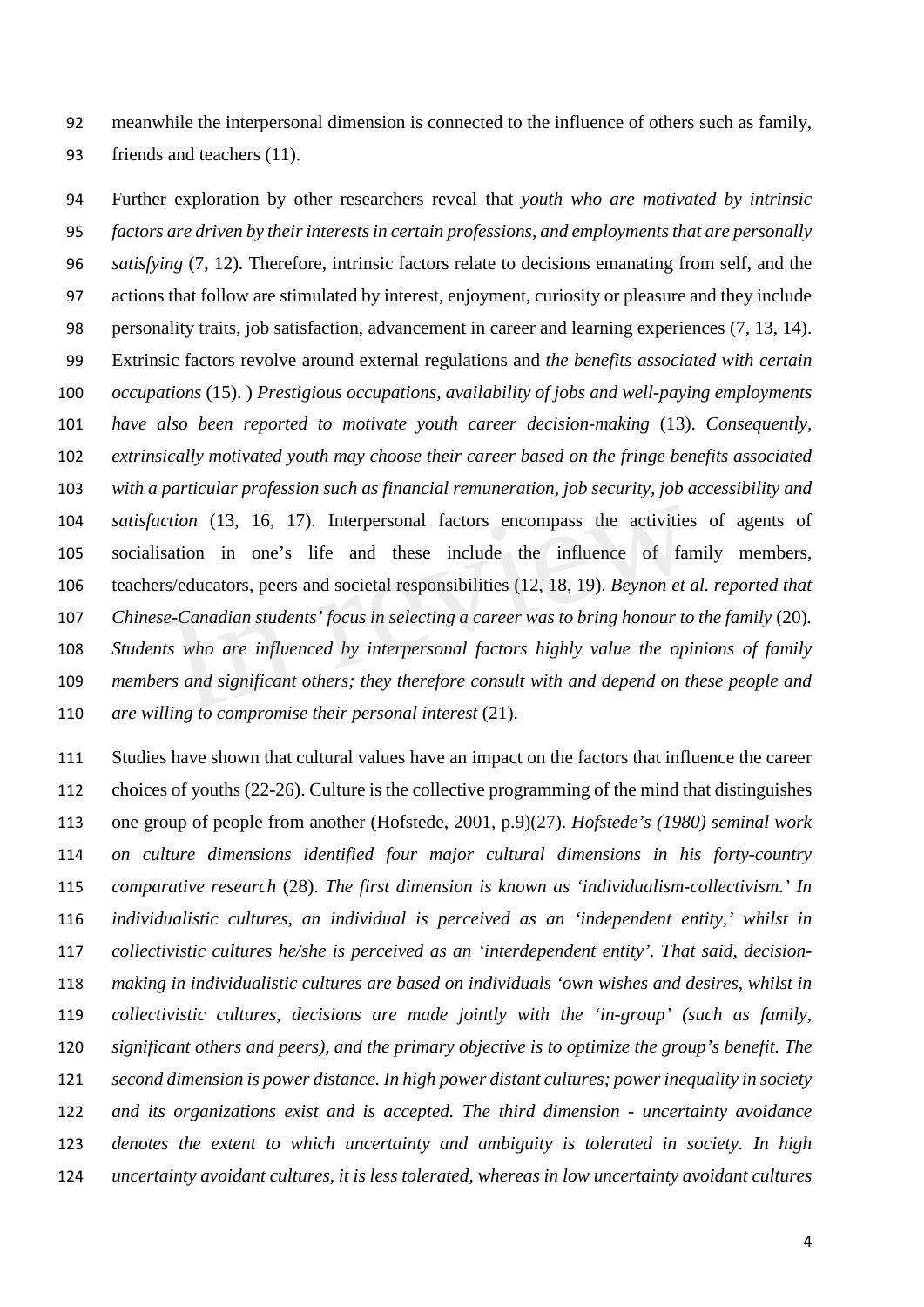meanwhile the interpersonal dimension is connected to the influence of others such as family, friends and teachers (11).

Further exploration by other researchers reveal that *youth who are motivated by intrinsic factors are driven by their interests in certain professions, and employments that are personally satisfying* (7, 12). Therefore, intrinsic factors relate to decisions emanating from self, and the actions that follow are stimulated by interest, enjoyment, curiosity or pleasure and they include personality traits, job satisfaction, advancement in career and learning experiences (7, 13, 14). Extrinsic factors revolve around external regulations and *the benefits associated with certain occupations* (15). ) *Prestigious occupations, availability of jobs and well-paying employments have also been reported to motivate youth career decision-making* (13). *Consequently, extrinsically motivated youth may choose their career based on the fringe benefits associated with a particular profession such as financial remuneration, job security, job accessibility and satisfaction* (13, 16, 17). Interpersonal factors encompass the activities of agents of socialisation in one's life and these include the influence of family members, teachers/educators, peers and societal responsibilities (12, 18, 19). *Beynon et al. reported that Chinese-Canadian students' focus in selecting a career was to bring honour to the family* (20). *Students who are influenced by interpersonal factors highly value the opinions of family members and significant others; they therefore consult with and depend on these people and are willing to compromise their personal interest* (21).

Studies have shown that cultural values have an impact on the factors that influence the career choices of youths (22-26). Culture is the collective programming of the mind that distinguishes one group of people from another (Hofstede, 2001, p.9)(27). *Hofstede's (1980) seminal work on culture dimensions identified four major cultural dimensions in his forty-country comparative research* (28). *The first dimension is known as 'individualism-collectivism.' In individualistic cultures, an individual is perceived as an 'independent entity,' whilst in collectivistic cultures he/she is perceived as an 'interdependent entity'. That said, decision-making in individualistic cultures are based on individuals 'own wishes and desires, whilst in collectivistic cultures, decisions are made jointly with the 'in-group' (such as family, significant others and peers), and the primary objective is to optimize the group's benefit. The second dimension is power distance. In high power distant cultures; power inequality in society and its organizations exist and is accepted. The third dimension - uncertainty avoidance denotes the extent to which uncertainty and ambiguity is tolerated in society. In high uncertainty avoidant cultures, it is less tolerated, whereas in low uncertainty avoidant cultures*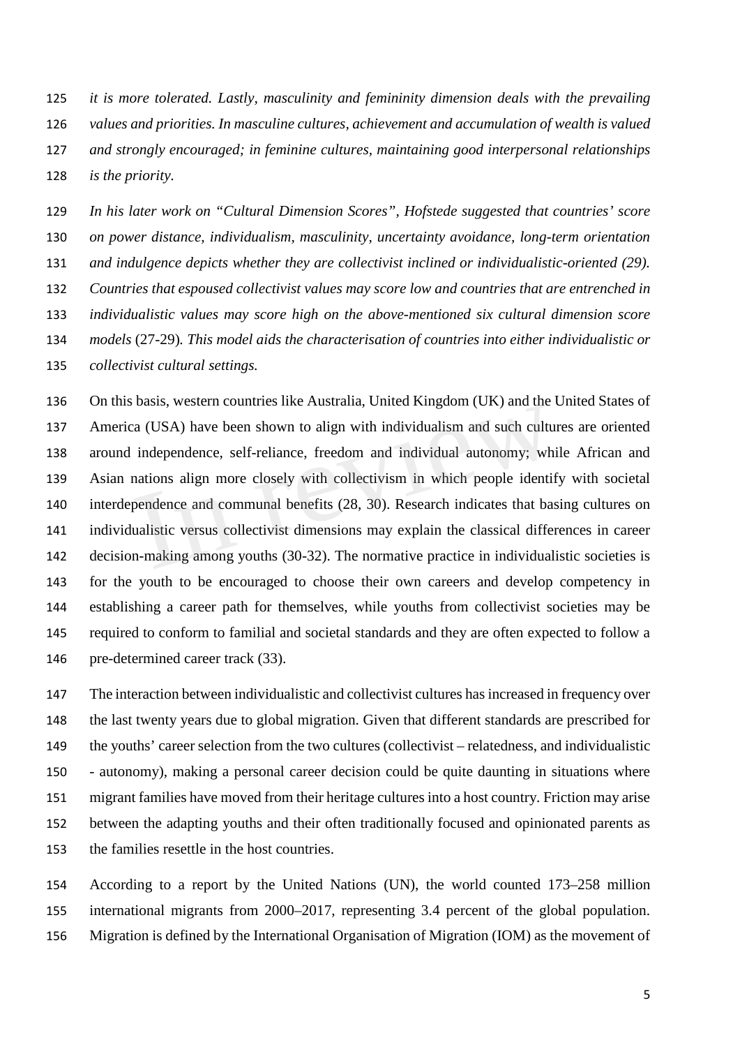*it is more tolerated. Lastly, masculinity and femininity dimension deals with the prevailing values and priorities. In masculine cultures, achievement and accumulation of wealth is valued and strongly encouraged; in feminine cultures, maintaining good interpersonal relationships is the priority.*

*In his later work on "Cultural Dimension Scores", Hofstede suggested that countries' score on power distance, individualism, masculinity, uncertainty avoidance, long-term orientation and indulgence depicts whether they are collectivist inclined or individualistic-oriented (29). Countries that espoused collectivist values may score low and countries that are entrenched in individualistic values may score high on the above-mentioned six cultural dimension score models* (27-29)*. This model aids the characterisation of countries into either individualistic or collectivist cultural settings.*

On this basis, western countries like Australia, United Kingdom (UK) and the United States of America (USA) have been shown to align with individualism and such cultures are oriented around independence, self-reliance, freedom and individual autonomy; while African and Asian nations align more closely with collectivism in which people identify with societal interdependence and communal benefits (28, 30). Research indicates that basing cultures on individualistic versus collectivist dimensions may explain the classical differences in career decision-making among youths (30-32). The normative practice in individualistic societies is for the youth to be encouraged to choose their own careers and develop competency in establishing a career path for themselves, while youths from collectivist societies may be required to conform to familial and societal standards and they are often expected to follow a pre-determined career track (33).

The interaction between individualistic and collectivist cultures has increased in frequency over the last twenty years due to global migration. Given that different standards are prescribed for the youths' career selection from the two cultures (collectivist – relatedness, and individualistic - autonomy), making a personal career decision could be quite daunting in situations where migrant families have moved from their heritage cultures into a host country. Friction may arise between the adapting youths and their often traditionally focused and opinionated parents as the families resettle in the host countries.

According to a report by the United Nations (UN), the world counted 173–258 million international migrants from 2000–2017, representing 3.4 percent of the global population. Migration is defined by the International Organisation of Migration (IOM) as the movement of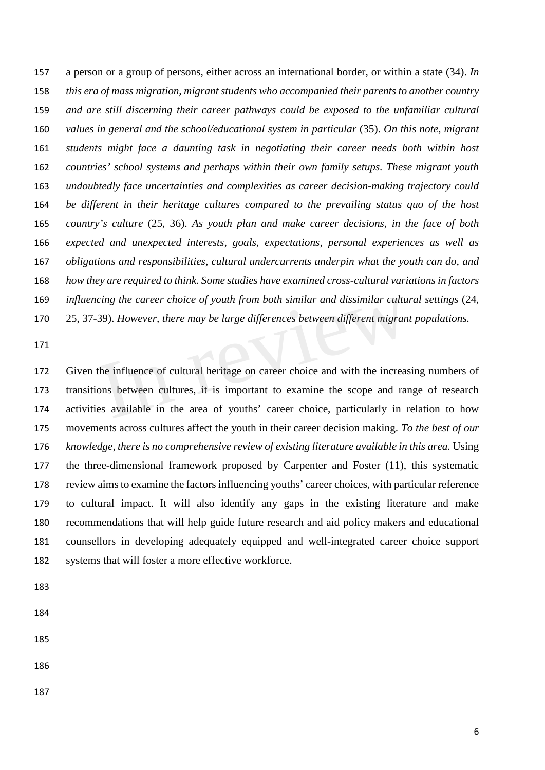a person or a group of persons, either across an international border, or within a state (34). *In this era of mass migration, migrant students who accompanied their parents to another country and are still discerning their career pathways could be exposed to the unfamiliar cultural values in general and the school/educational system in particular* (35). *On this note, migrant students might face a daunting task in negotiating their career needs both within host countries' school systems and perhaps within their own family setups. These migrant youth undoubtedly face uncertainties and complexities as career decision-making trajectory could be different in their heritage cultures compared to the prevailing status quo of the host country's culture* (25, 36). *As youth plan and make career decisions, in the face of both expected and unexpected interests, goals, expectations, personal experiences as well as obligations and responsibilities, cultural undercurrents underpin what the youth can do, and how they are required to think. Some studies have examined cross-cultural variations in factors influencing the career choice of youth from both similar and dissimilar cultural settings* (24, 25, 37-39). *However, there may be large differences between different migrant populations.*

Given the influence of cultural heritage on career choice and with the increasing numbers of transitions between cultures, it is important to examine the scope and range of research activities available in the area of youths' career choice, particularly in relation to how movements across cultures affect the youth in their career decision making. *To the best of our knowledge, there is no comprehensive review of existing literature available in this area.* Using the three-dimensional framework proposed by Carpenter and Foster (11), this systematic review aims to examine the factors influencing youths' career choices, with particular reference to cultural impact. It will also identify any gaps in the existing literature and make recommendations that will help guide future research and aid policy makers and educational counsellors in developing adequately equipped and well-integrated career choice support systems that will foster a more effective workforce.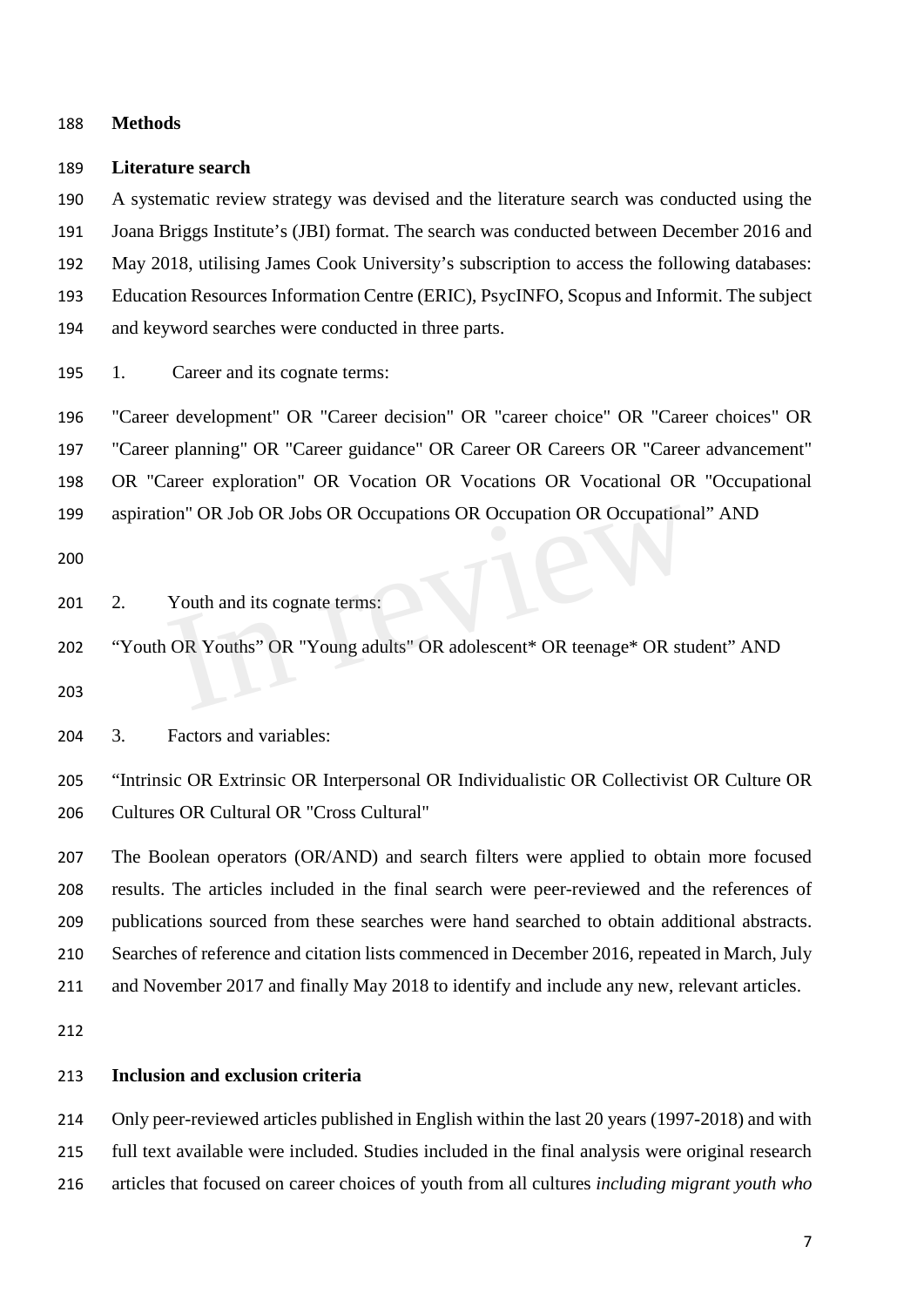## Methods

### Literature search

A systematic review strategy was devised and the literature search was conducted using the Joana Briggs Institute's (JBI) format. The search was conducted between December 2016 and May 2018, utilising James Cook University's subscription to access the following databases: Education Resources Information Centre (ERIC), PsycINFO, Scopus and Informit. The subject and keyword searches were conducted in three parts.

1. Career and its cognate terms:

"Career development" OR "Career decision" OR "career choice" OR "Career choices" OR "Career planning" OR "Career guidance" OR Career OR Careers OR "Career advancement" OR "Career exploration" OR Vocation OR Vocations OR Vocational OR "Occupational aspiration" OR Job OR Jobs OR Occupations OR Occupation OR Occupational" AND

2. Youth and its cognate terms:

"Youth OR Youths" OR "Young adults" OR adolescent* OR teenage* OR student" AND

3. Factors and variables:

"Intrinsic OR Extrinsic OR Interpersonal OR Individualistic OR Collectivist OR Culture OR Cultures OR Cultural OR "Cross Cultural"

The Boolean operators (OR/AND) and search filters were applied to obtain more focused results. The articles included in the final search were peer-reviewed and the references of publications sourced from these searches were hand searched to obtain additional abstracts. Searches of reference and citation lists commenced in December 2016, repeated in March, July and November 2017 and finally May 2018 to identify and include any new, relevant articles.

### Inclusion and exclusion criteria

Only peer-reviewed articles published in English within the last 20 years (1997-2018) and with full text available were included. Studies included in the final analysis were original research articles that focused on career choices of youth from all cultures *including migrant youth who*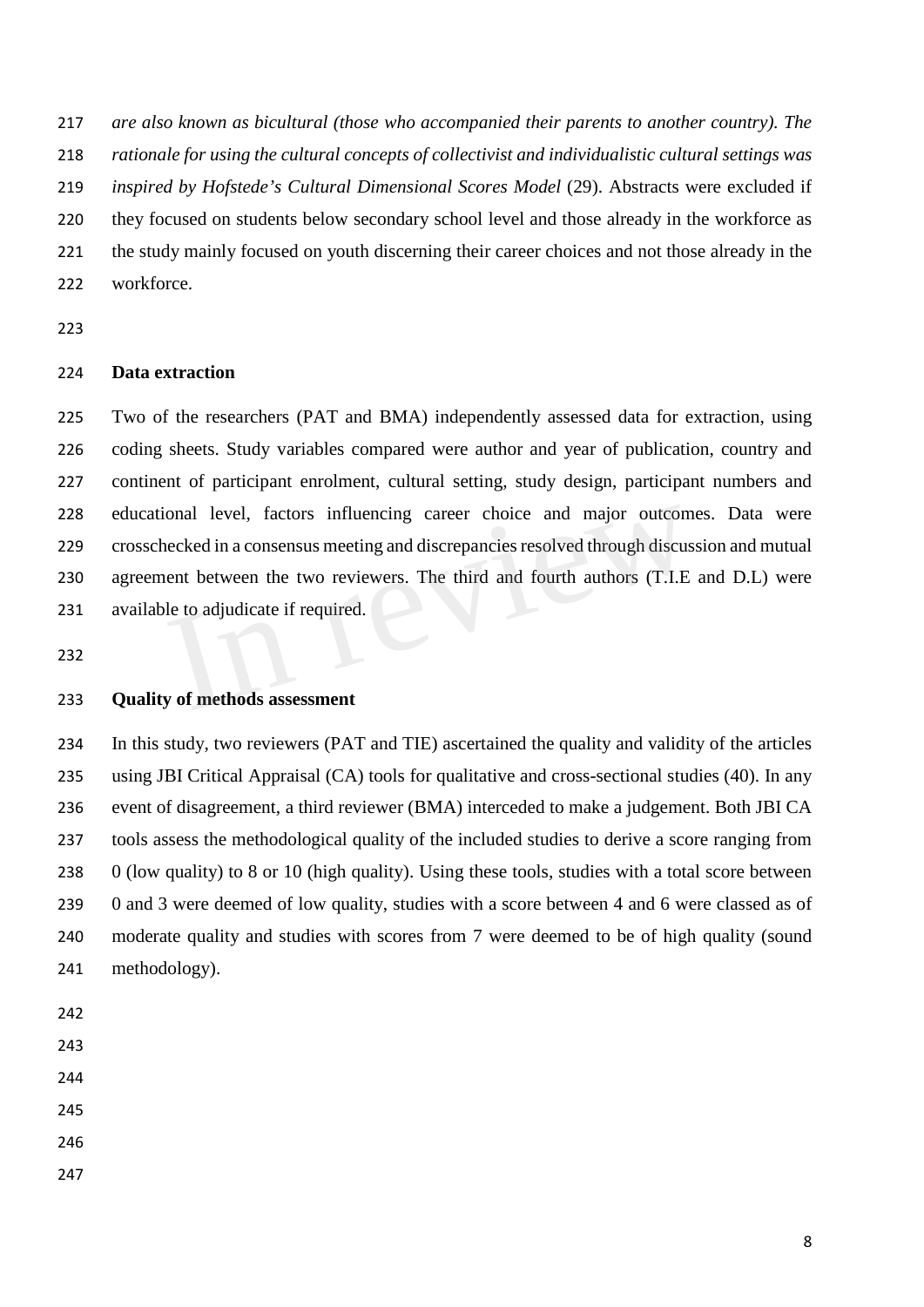*are also known as bicultural (those who accompanied their parents to another country). The rationale for using the cultural concepts of collectivist and individualistic cultural settings was inspired by Hofstede's Cultural Dimensional Scores Model* (29). Abstracts were excluded if they focused on students below secondary school level and those already in the workforce as the study mainly focused on youth discerning their career choices and not those already in the workforce.

**Data extraction**

Two of the researchers (PAT and BMA) independently assessed data for extraction, using coding sheets. Study variables compared were author and year of publication, country and continent of participant enrolment, cultural setting, study design, participant numbers and educational level, factors influencing career choice and major outcomes. Data were crosschecked in a consensus meeting and discrepancies resolved through discussion and mutual agreement between the two reviewers. The third and fourth authors (T.I.E and D.L) were available to adjudicate if required.

**Quality of methods assessment**

In this study, two reviewers (PAT and TIE) ascertained the quality and validity of the articles using JBI Critical Appraisal (CA) tools for qualitative and cross-sectional studies (40). In any event of disagreement, a third reviewer (BMA) interceded to make a judgement. Both JBI CA tools assess the methodological quality of the included studies to derive a score ranging from 0 (low quality) to 8 or 10 (high quality). Using these tools, studies with a total score between 0 and 3 were deemed of low quality, studies with a score between 4 and 6 were classed as of moderate quality and studies with scores from 7 were deemed to be of high quality (sound methodology).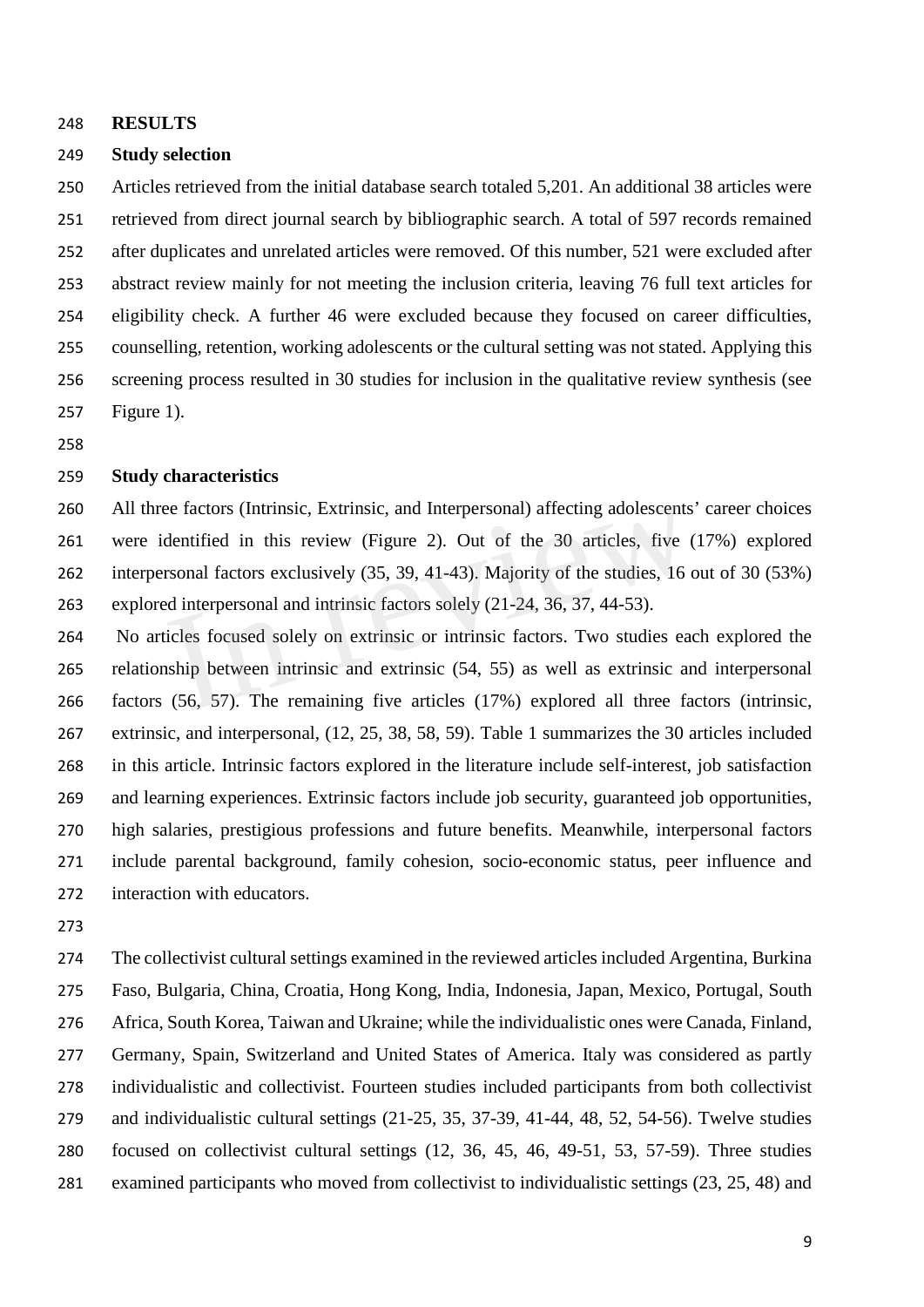# RESULTS

## Study selection

Articles retrieved from the initial database search totaled 5,201. An additional 38 articles were retrieved from direct journal search by bibliographic search. A total of 597 records remained after duplicates and unrelated articles were removed. Of this number, 521 were excluded after abstract review mainly for not meeting the inclusion criteria, leaving 76 full text articles for eligibility check. A further 46 were excluded because they focused on career difficulties, counselling, retention, working adolescents or the cultural setting was not stated. Applying this screening process resulted in 30 studies for inclusion in the qualitative review synthesis (see Figure 1).

## Study characteristics

All three factors (Intrinsic, Extrinsic, and Interpersonal) affecting adolescents' career choices were identified in this review (Figure 2). Out of the 30 articles, five (17%) explored interpersonal factors exclusively (35, 39, 41-43). Majority of the studies, 16 out of 30 (53%) explored interpersonal and intrinsic factors solely (21-24, 36, 37, 44-53).

No articles focused solely on extrinsic or intrinsic factors. Two studies each explored the relationship between intrinsic and extrinsic (54, 55) as well as extrinsic and interpersonal factors (56, 57). The remaining five articles (17%) explored all three factors (intrinsic, extrinsic, and interpersonal, (12, 25, 38, 58, 59). Table 1 summarizes the 30 articles included in this article. Intrinsic factors explored in the literature include self-interest, job satisfaction and learning experiences. Extrinsic factors include job security, guaranteed job opportunities, high salaries, prestigious professions and future benefits. Meanwhile, interpersonal factors include parental background, family cohesion, socio-economic status, peer influence and interaction with educators.

The collectivist cultural settings examined in the reviewed articles included Argentina, Burkina Faso, Bulgaria, China, Croatia, Hong Kong, India, Indonesia, Japan, Mexico, Portugal, South Africa, South Korea, Taiwan and Ukraine; while the individualistic ones were Canada, Finland, Germany, Spain, Switzerland and United States of America. Italy was considered as partly individualistic and collectivist. Fourteen studies included participants from both collectivist and individualistic cultural settings (21-25, 35, 37-39, 41-44, 48, 52, 54-56). Twelve studies focused on collectivist cultural settings (12, 36, 45, 46, 49-51, 53, 57-59). Three studies examined participants who moved from collectivist to individualistic settings (23, 25, 48) and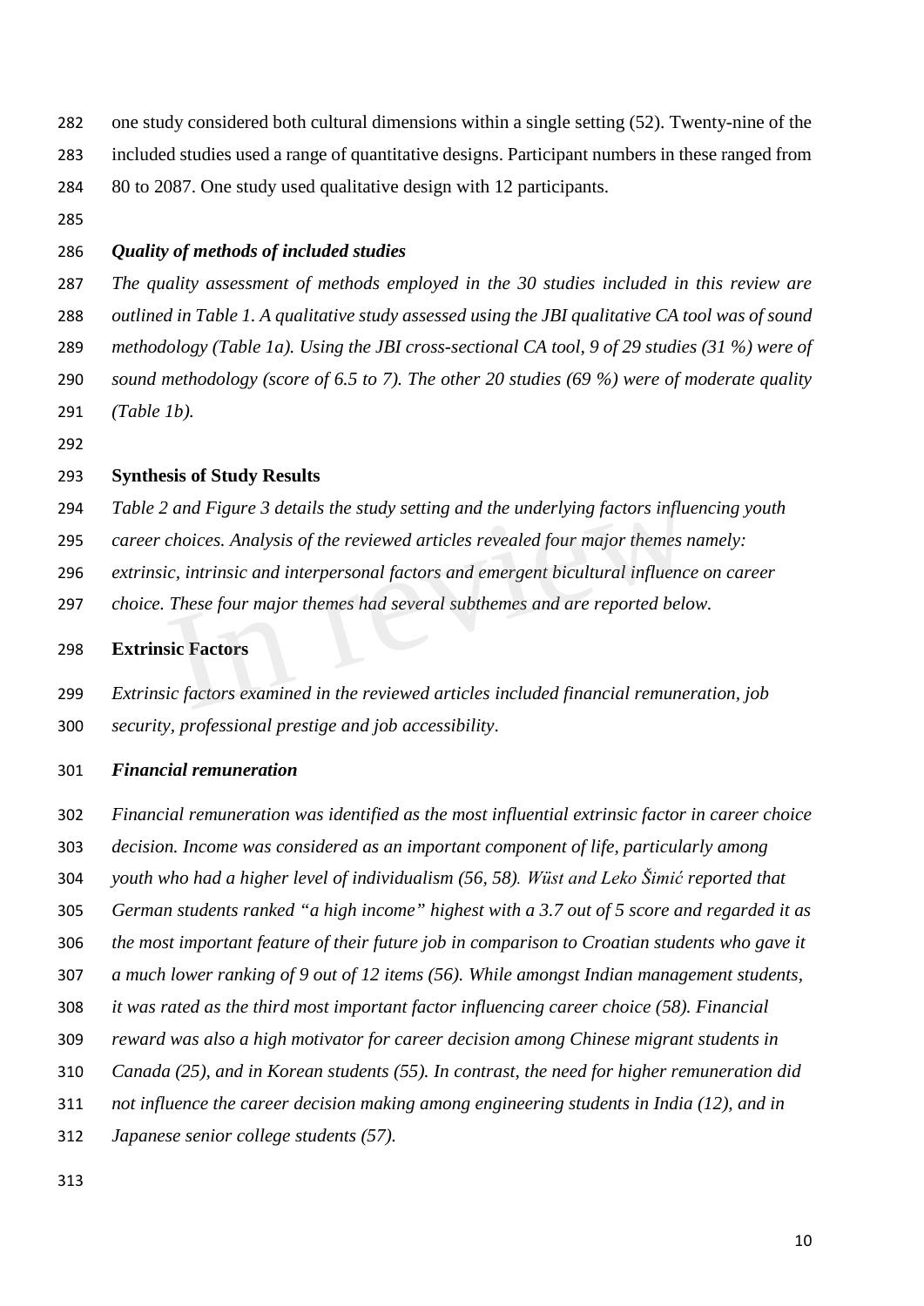one study considered both cultural dimensions within a single setting (52). Twenty-nine of the included studies used a range of quantitative designs. Participant numbers in these ranged from 80 to 2087. One study used qualitative design with 12 participants.

### *Quality of methods of included studies*

*The quality assessment of methods employed in the 30 studies included in this review are outlined in Table 1. A qualitative study assessed using the JBI qualitative CA tool was of sound methodology (Table 1a). Using the JBI cross-sectional CA tool, 9 of 29 studies (31 %) were of sound methodology (score of 6.5 to 7). The other 20 studies (69 %) were of moderate quality (Table 1b).*

## Synthesis of Study Results

*Table 2 and Figure 3 details the study setting and the underlying factors influencing youth career choices. Analysis of the reviewed articles revealed four major themes namely: extrinsic, intrinsic and interpersonal factors and emergent bicultural influence on career choice. These four major themes had several subthemes and are reported below.*

## Extrinsic Factors

*Extrinsic factors examined in the reviewed articles included financial remuneration, job security, professional prestige and job accessibility.*

### *Financial remuneration*

*Financial remuneration was identified as the most influential extrinsic factor in career choice decision. Income was considered as an important component of life, particularly among youth who had a higher level of individualism (56, 58). Wüst and Leko Šimić reported that German students ranked "a high income" highest with a 3.7 out of 5 score and regarded it as the most important feature of their future job in comparison to Croatian students who gave it a much lower ranking of 9 out of 12 items (56). While amongst Indian management students, it was rated as the third most important factor influencing career choice (58). Financial reward was also a high motivator for career decision among Chinese migrant students in Canada (25), and in Korean students (55). In contrast, the need for higher remuneration did not influence the career decision making among engineering students in India (12), and in Japanese senior college students (57).*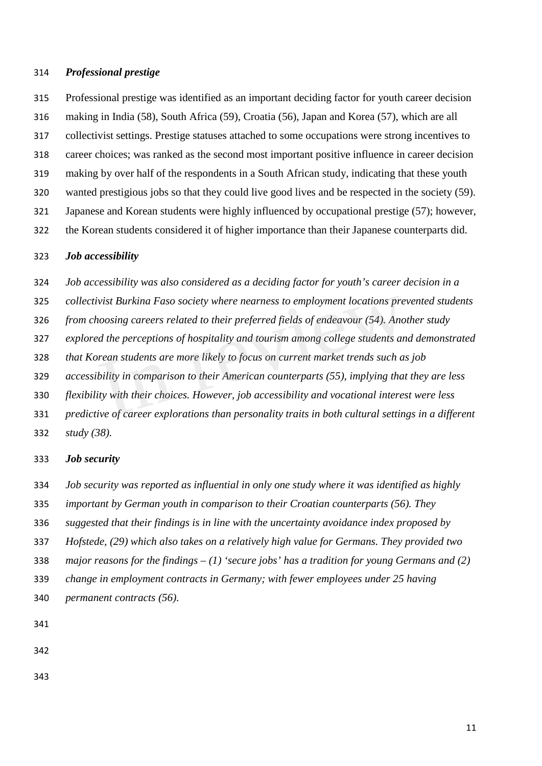### *Professional prestige*

Professional prestige was identified as an important deciding factor for youth career decision making in India (58), South Africa (59), Croatia (56), Japan and Korea (57), which are all collectivist settings. Prestige statuses attached to some occupations were strong incentives to career choices; was ranked as the second most important positive influence in career decision making by over half of the respondents in a South African study, indicating that these youth wanted prestigious jobs so that they could live good lives and be respected in the society (59). Japanese and Korean students were highly influenced by occupational prestige (57); however, the Korean students considered it of higher importance than their Japanese counterparts did.

### *Job accessibility*

*Job accessibility was also considered as a deciding factor for youth's career decision in a collectivist Burkina Faso society where nearness to employment locations prevented students from choosing careers related to their preferred fields of endeavour (54). Another study explored the perceptions of hospitality and tourism among college students and demonstrated that Korean students are more likely to focus on current market trends such as job accessibility in comparison to their American counterparts (55), implying that they are less flexibility with their choices. However, job accessibility and vocational interest were less predictive of career explorations than personality traits in both cultural settings in a different study (38).*

### *Job security*

*Job security was reported as influential in only one study where it was identified as highly important by German youth in comparison to their Croatian counterparts (56). They suggested that their findings is in line with the uncertainty avoidance index proposed by Hofstede, (29) which also takes on a relatively high value for Germans. They provided two major reasons for the findings – (1) 'secure jobs' has a tradition for young Germans and (2) change in employment contracts in Germany; with fewer employees under 25 having permanent contracts (56).*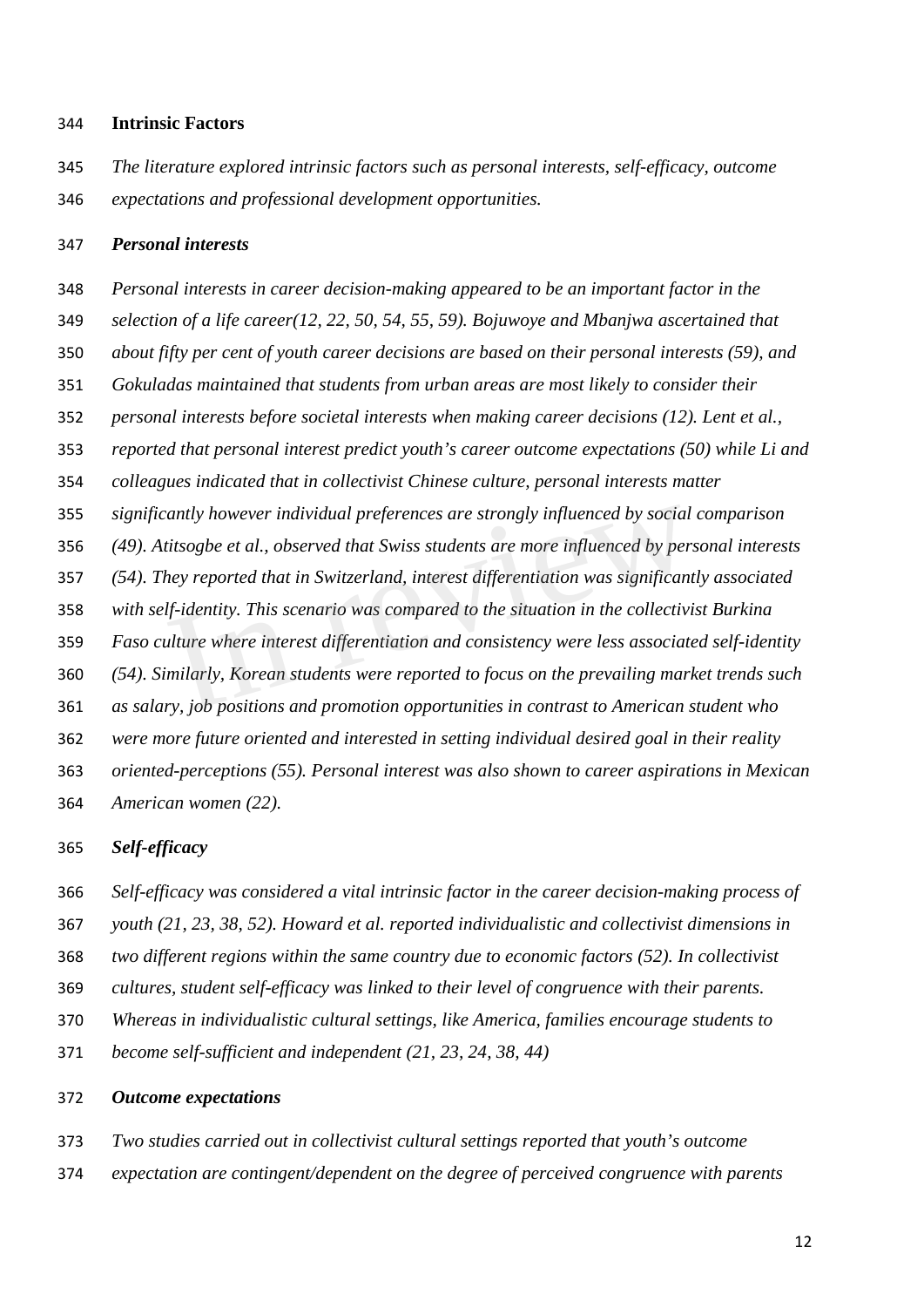**Intrinsic Factors**

*The literature explored intrinsic factors such as personal interests, self-efficacy, outcome expectations and professional development opportunities.*

***Personal interests***

*Personal interests in career decision-making appeared to be an important factor in the selection of a life career(12, 22, 50, 54, 55, 59). Bojuwoye and Mbanjwa ascertained that about fifty per cent of youth career decisions are based on their personal interests (59), and Gokuladas maintained that students from urban areas are most likely to consider their personal interests before societal interests when making career decisions (12). Lent et al., reported that personal interest predict youth's career outcome expectations (50) while Li and colleagues indicated that in collectivist Chinese culture, personal interests matter significantly however individual preferences are strongly influenced by social comparison (49). Atitsogbe et al., observed that Swiss students are more influenced by personal interests (54). They reported that in Switzerland, interest differentiation was significantly associated with self-identity. This scenario was compared to the situation in the collectivist Burkina Faso culture where interest differentiation and consistency were less associated self-identity (54). Similarly, Korean students were reported to focus on the prevailing market trends such as salary, job positions and promotion opportunities in contrast to American student who were more future oriented and interested in setting individual desired goal in their reality oriented-perceptions (55). Personal interest was also shown to career aspirations in Mexican American women (22).*

***Self-efficacy***

*Self-efficacy was considered a vital intrinsic factor in the career decision-making process of youth (21, 23, 38, 52). Howard et al. reported individualistic and collectivist dimensions in two different regions within the same country due to economic factors (52). In collectivist cultures, student self-efficacy was linked to their level of congruence with their parents. Whereas in individualistic cultural settings, like America, families encourage students to become self-sufficient and independent (21, 23, 24, 38, 44)*

***Outcome expectations***

*Two studies carried out in collectivist cultural settings reported that youth's outcome expectation are contingent/dependent on the degree of perceived congruence with parents*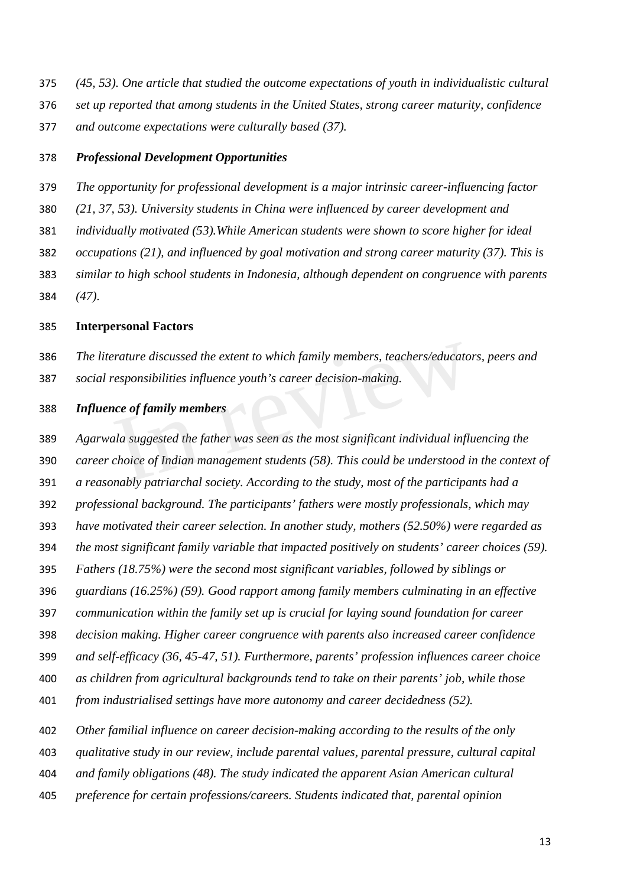*(45, 53). One article that studied the outcome expectations of youth in individualistic cultural set up reported that among students in the United States, strong career maturity, confidence and outcome expectations were culturally based (37).*

***Professional Development Opportunities***

*The opportunity for professional development is a major intrinsic career-influencing factor (21, 37, 53). University students in China were influenced by career development and individually motivated (53).While American students were shown to score higher for ideal occupations (21), and influenced by goal motivation and strong career maturity (37). This is similar to high school students in Indonesia, although dependent on congruence with parents (47).*

**Interpersonal Factors**

*The literature discussed the extent to which family members, teachers/educators, peers and social responsibilities influence youth's career decision-making.*

***Influence of family members***

*Agarwala suggested the father was seen as the most significant individual influencing the career choice of Indian management students (58). This could be understood in the context of a reasonably patriarchal society. According to the study, most of the participants had a professional background. The participants' fathers were mostly professionals, which may have motivated their career selection. In another study, mothers (52.50%) were regarded as the most significant family variable that impacted positively on students' career choices (59). Fathers (18.75%) were the second most significant variables, followed by siblings or guardians (16.25%) (59). Good rapport among family members culminating in an effective communication within the family set up is crucial for laying sound foundation for career decision making. Higher career congruence with parents also increased career confidence and self-efficacy (36, 45-47, 51). Furthermore, parents' profession influences career choice as children from agricultural backgrounds tend to take on their parents' job, while those from industrialised settings have more autonomy and career decidedness (52).*

*Other familial influence on career decision-making according to the results of the only qualitative study in our review, include parental values, parental pressure, cultural capital and family obligations (48). The study indicated the apparent Asian American cultural preference for certain professions/careers. Students indicated that, parental opinion*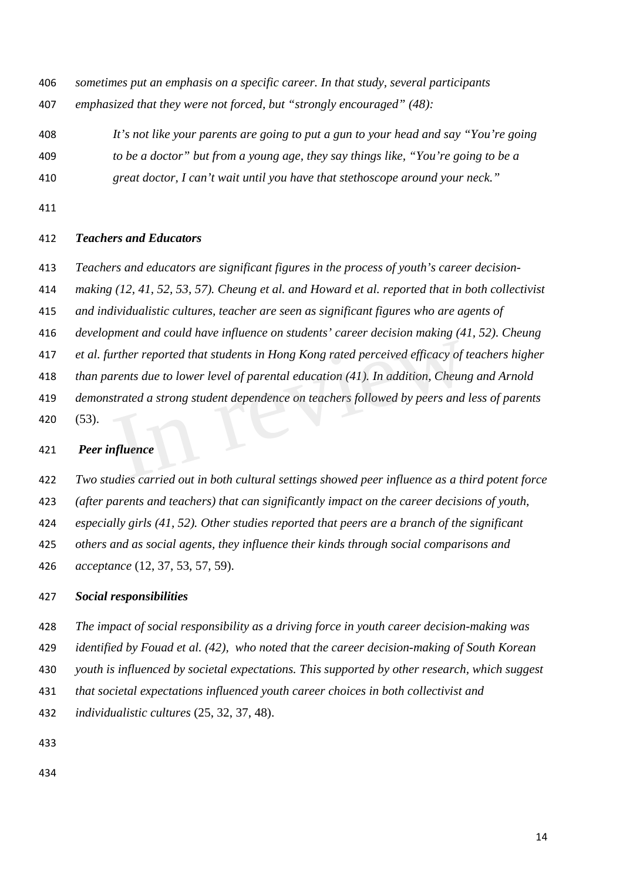*sometimes put an emphasis on a specific career. In that study, several participants emphasized that they were not forced, but "strongly encouraged" (48):*

> *It's not like your parents are going to put a gun to your head and say "You're going to be a doctor" but from a young age, they say things like, "You're going to be a great doctor, I can't wait until you have that stethoscope around your neck."*

### *Teachers and Educators*

*Teachers and educators are significant figures in the process of youth's career decision-making (12, 41, 52, 53, 57). Cheung et al. and Howard et al. reported that in both collectivist and individualistic cultures, teacher are seen as significant figures who are agents of development and could have influence on students' career decision making (41, 52). Cheung et al. further reported that students in Hong Kong rated perceived efficacy of teachers higher than parents due to lower level of parental education (41). In addition, Cheung and Arnold demonstrated a strong student dependence on teachers followed by peers and less of parents* (53).

### *Peer influence*

*Two studies carried out in both cultural settings showed peer influence as a third potent force (after parents and teachers) that can significantly impact on the career decisions of youth, especially girls (41, 52). Other studies reported that peers are a branch of the significant others and as social agents, they influence their kinds through social comparisons and acceptance* (12, 37, 53, 57, 59).

### *Social responsibilities*

*The impact of social responsibility as a driving force in youth career decision-making was identified by Fouad et al. (42), who noted that the career decision-making of South Korean youth is influenced by societal expectations. This supported by other research, which suggest that societal expectations influenced youth career choices in both collectivist and individualistic cultures* (25, 32, 37, 48).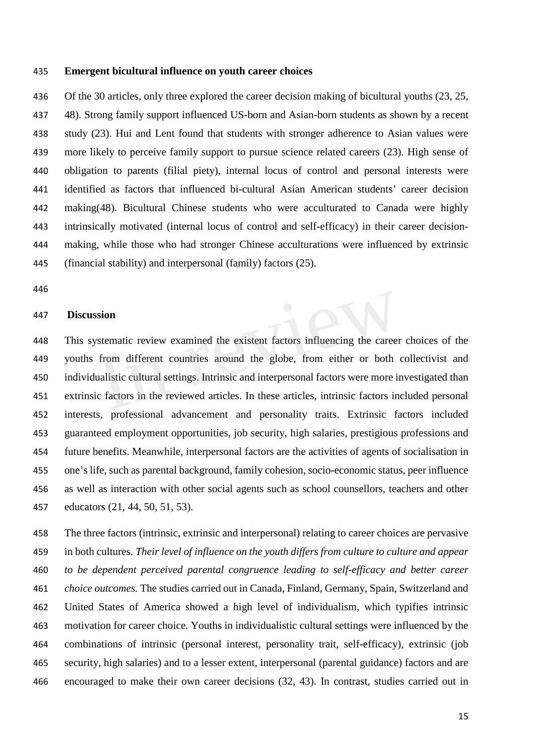**Emergent bicultural influence on youth career choices**

Of the 30 articles, only three explored the career decision making of bicultural youths (23, 25, 48). Strong family support influenced US-born and Asian-born students as shown by a recent study (23). Hui and Lent found that students with stronger adherence to Asian values were more likely to perceive family support to pursue science related careers (23). High sense of obligation to parents (filial piety), internal locus of control and personal interests were identified as factors that influenced bi-cultural Asian American students' career decision making(48). Bicultural Chinese students who were acculturated to Canada were highly intrinsically motivated (internal locus of control and self-efficacy) in their career decision-making, while those who had stronger Chinese acculturations were influenced by extrinsic (financial stability) and interpersonal (family) factors (25).

**Discussion**

This systematic review examined the existent factors influencing the career choices of the youths from different countries around the globe, from either or both collectivist and individualistic cultural settings. Intrinsic and interpersonal factors were more investigated than extrinsic factors in the reviewed articles. In these articles, intrinsic factors included personal interests, professional advancement and personality traits. Extrinsic factors included guaranteed employment opportunities, job security, high salaries, prestigious professions and future benefits. Meanwhile, interpersonal factors are the activities of agents of socialisation in one's life, such as parental background, family cohesion, socio-economic status, peer influence as well as interaction with other social agents such as school counsellors, teachers and other educators (21, 44, 50, 51, 53).

The three factors (intrinsic, extrinsic and interpersonal) relating to career choices are pervasive in both cultures. *Their level of influence on the youth differs from culture to culture and appear to be dependent perceived parental congruence leading to self-efficacy and better career choice outcomes.* The studies carried out in Canada, Finland, Germany, Spain, Switzerland and United States of America showed a high level of individualism, which typifies intrinsic motivation for career choice. Youths in individualistic cultural settings were influenced by the combinations of intrinsic (personal interest, personality trait, self-efficacy), extrinsic (job security, high salaries) and to a lesser extent, interpersonal (parental guidance) factors and are encouraged to make their own career decisions (32, 43). In contrast, studies carried out in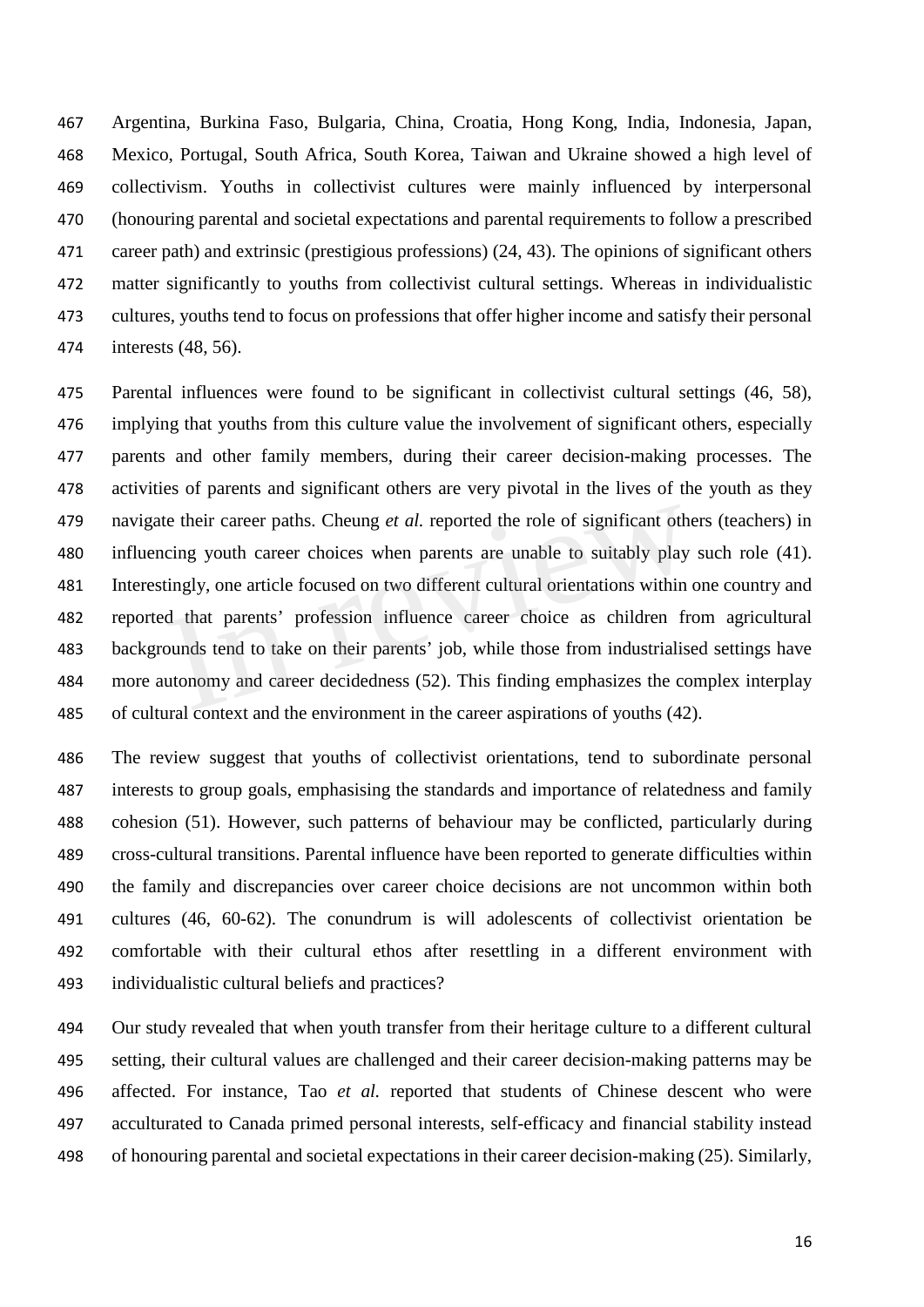Argentina, Burkina Faso, Bulgaria, China, Croatia, Hong Kong, India, Indonesia, Japan, Mexico, Portugal, South Africa, South Korea, Taiwan and Ukraine showed a high level of collectivism. Youths in collectivist cultures were mainly influenced by interpersonal (honouring parental and societal expectations and parental requirements to follow a prescribed career path) and extrinsic (prestigious professions) (24, 43). The opinions of significant others matter significantly to youths from collectivist cultural settings. Whereas in individualistic cultures, youths tend to focus on professions that offer higher income and satisfy their personal interests (48, 56).

Parental influences were found to be significant in collectivist cultural settings (46, 58), implying that youths from this culture value the involvement of significant others, especially parents and other family members, during their career decision-making processes. The activities of parents and significant others are very pivotal in the lives of the youth as they navigate their career paths. Cheung *et al.* reported the role of significant others (teachers) in influencing youth career choices when parents are unable to suitably play such role (41). Interestingly, one article focused on two different cultural orientations within one country and reported that parents' profession influence career choice as children from agricultural backgrounds tend to take on their parents' job, while those from industrialised settings have more autonomy and career decidedness (52). This finding emphasizes the complex interplay of cultural context and the environment in the career aspirations of youths (42).

The review suggest that youths of collectivist orientations, tend to subordinate personal interests to group goals, emphasising the standards and importance of relatedness and family cohesion (51). However, such patterns of behaviour may be conflicted, particularly during cross-cultural transitions. Parental influence have been reported to generate difficulties within the family and discrepancies over career choice decisions are not uncommon within both cultures (46, 60-62). The conundrum is will adolescents of collectivist orientation be comfortable with their cultural ethos after resettling in a different environment with individualistic cultural beliefs and practices?

Our study revealed that when youth transfer from their heritage culture to a different cultural setting, their cultural values are challenged and their career decision-making patterns may be affected. For instance, Tao *et al.* reported that students of Chinese descent who were acculturated to Canada primed personal interests, self-efficacy and financial stability instead of honouring parental and societal expectations in their career decision-making (25). Similarly,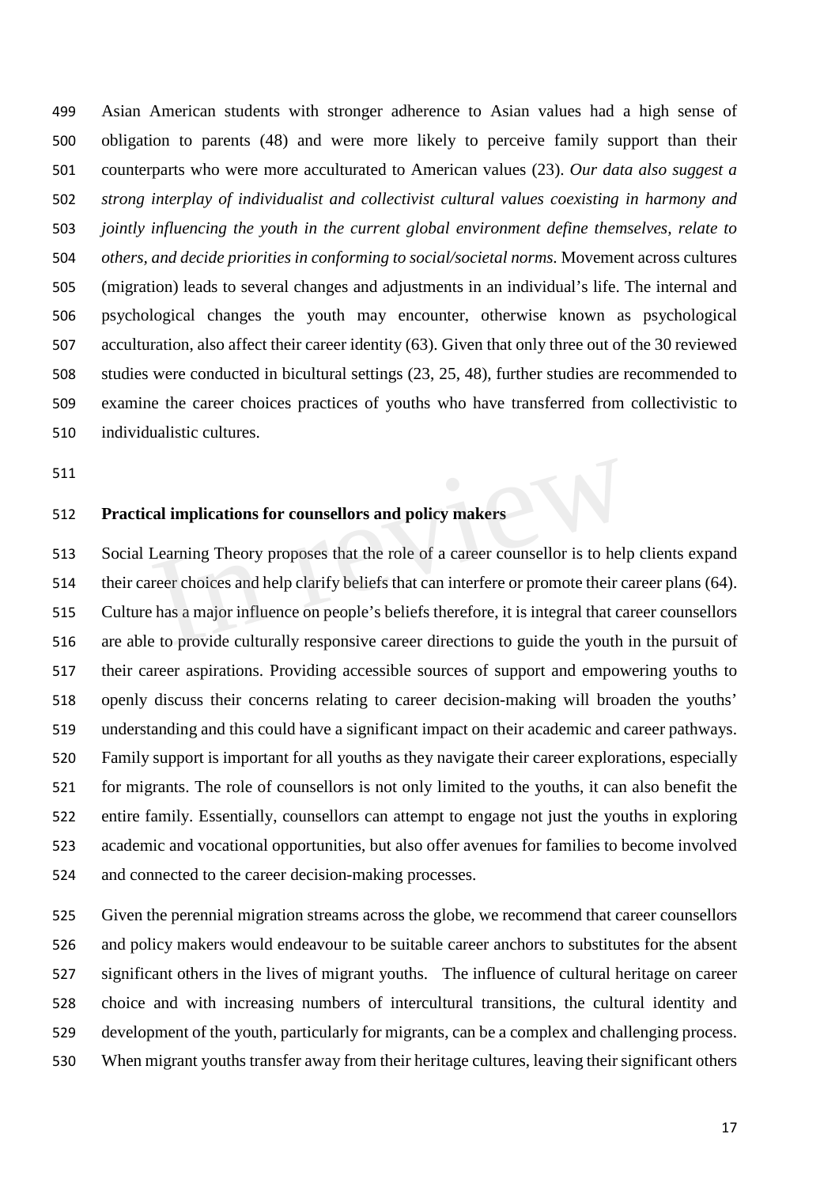Asian American students with stronger adherence to Asian values had a high sense of obligation to parents (48) and were more likely to perceive family support than their counterparts who were more acculturated to American values (23). *Our data also suggest a strong interplay of individualist and collectivist cultural values coexisting in harmony and jointly influencing the youth in the current global environment define themselves, relate to others, and decide priorities in conforming to social/societal norms.* Movement across cultures (migration) leads to several changes and adjustments in an individual's life. The internal and psychological changes the youth may encounter, otherwise known as psychological acculturation, also affect their career identity (63). Given that only three out of the 30 reviewed studies were conducted in bicultural settings (23, 25, 48), further studies are recommended to examine the career choices practices of youths who have transferred from collectivistic to individualistic cultures.

**Practical implications for counsellors and policy makers**

Social Learning Theory proposes that the role of a career counsellor is to help clients expand their career choices and help clarify beliefs that can interfere or promote their career plans (64). Culture has a major influence on people's beliefs therefore, it is integral that career counsellors are able to provide culturally responsive career directions to guide the youth in the pursuit of their career aspirations. Providing accessible sources of support and empowering youths to openly discuss their concerns relating to career decision-making will broaden the youths' understanding and this could have a significant impact on their academic and career pathways. Family support is important for all youths as they navigate their career explorations, especially for migrants. The role of counsellors is not only limited to the youths, it can also benefit the entire family. Essentially, counsellors can attempt to engage not just the youths in exploring academic and vocational opportunities, but also offer avenues for families to become involved and connected to the career decision-making processes.

Given the perennial migration streams across the globe, we recommend that career counsellors and policy makers would endeavour to be suitable career anchors to substitutes for the absent significant others in the lives of migrant youths. The influence of cultural heritage on career choice and with increasing numbers of intercultural transitions, the cultural identity and development of the youth, particularly for migrants, can be a complex and challenging process. When migrant youths transfer away from their heritage cultures, leaving their significant others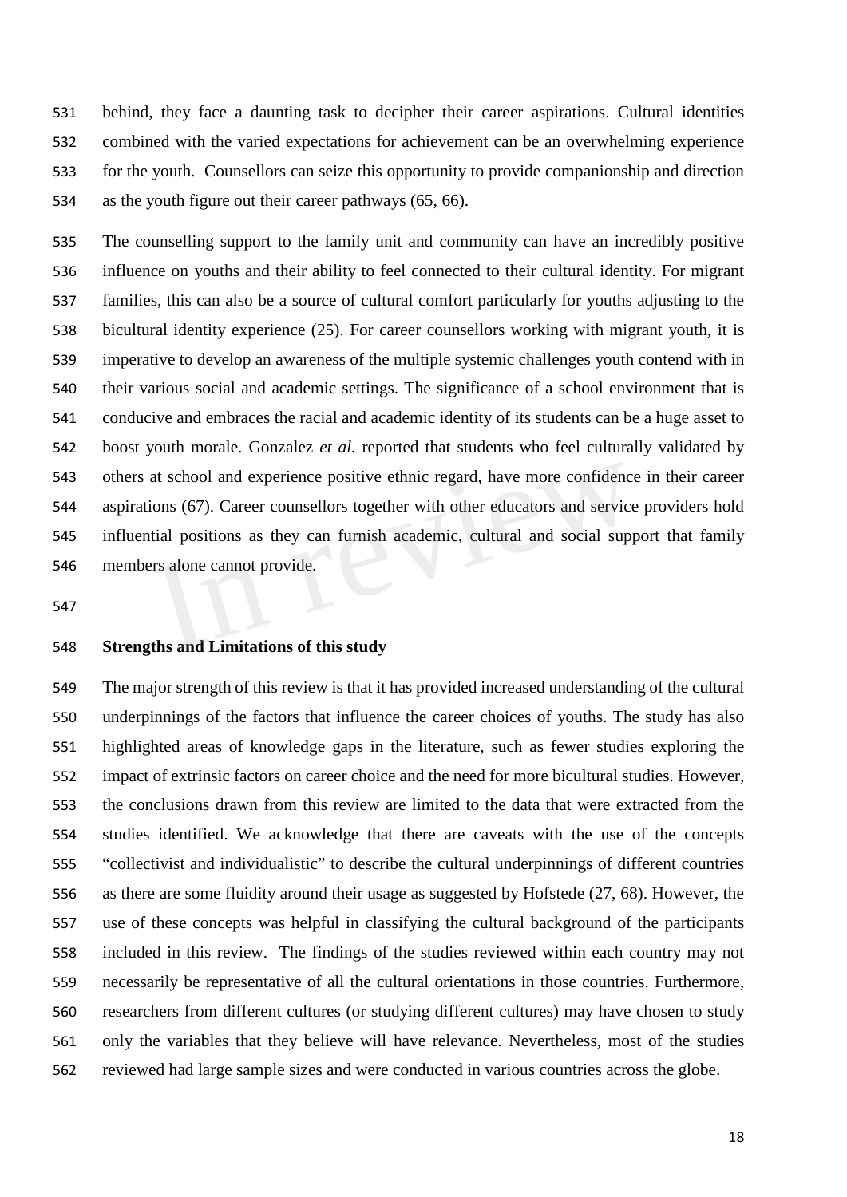behind, they face a daunting task to decipher their career aspirations. Cultural identities combined with the varied expectations for achievement can be an overwhelming experience for the youth. Counsellors can seize this opportunity to provide companionship and direction as the youth figure out their career pathways (65, 66).

The counselling support to the family unit and community can have an incredibly positive influence on youths and their ability to feel connected to their cultural identity. For migrant families, this can also be a source of cultural comfort particularly for youths adjusting to the bicultural identity experience (25). For career counsellors working with migrant youth, it is imperative to develop an awareness of the multiple systemic challenges youth contend with in their various social and academic settings. The significance of a school environment that is conducive and embraces the racial and academic identity of its students can be a huge asset to boost youth morale. Gonzalez *et al.* reported that students who feel culturally validated by others at school and experience positive ethnic regard, have more confidence in their career aspirations (67). Career counsellors together with other educators and service providers hold influential positions as they can furnish academic, cultural and social support that family members alone cannot provide.

**Strengths and Limitations of this study**

The major strength of this review is that it has provided increased understanding of the cultural underpinnings of the factors that influence the career choices of youths. The study has also highlighted areas of knowledge gaps in the literature, such as fewer studies exploring the impact of extrinsic factors on career choice and the need for more bicultural studies. However, the conclusions drawn from this review are limited to the data that were extracted from the studies identified. We acknowledge that there are caveats with the use of the concepts "collectivist and individualistic" to describe the cultural underpinnings of different countries as there are some fluidity around their usage as suggested by Hofstede (27, 68). However, the use of these concepts was helpful in classifying the cultural background of the participants included in this review. The findings of the studies reviewed within each country may not necessarily be representative of all the cultural orientations in those countries. Furthermore, researchers from different cultures (or studying different cultures) may have chosen to study only the variables that they believe will have relevance. Nevertheless, most of the studies reviewed had large sample sizes and were conducted in various countries across the globe.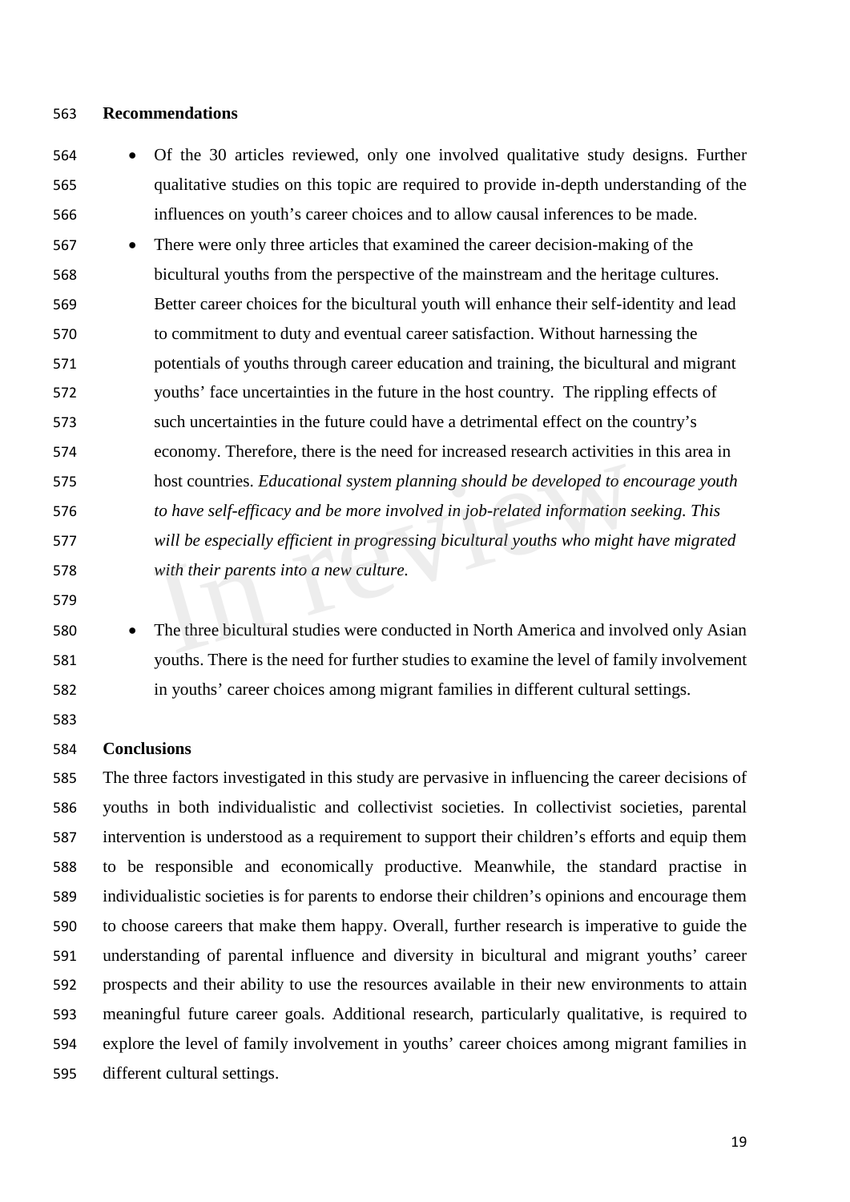## Recommendations

- Of the 30 articles reviewed, only one involved qualitative study designs. Further qualitative studies on this topic are required to provide in-depth understanding of the influences on youth's career choices and to allow causal inferences to be made.
- There were only three articles that examined the career decision-making of the bicultural youths from the perspective of the mainstream and the heritage cultures. Better career choices for the bicultural youth will enhance their self-identity and lead to commitment to duty and eventual career satisfaction. Without harnessing the potentials of youths through career education and training, the bicultural and migrant youths' face uncertainties in the future in the host country. The rippling effects of such uncertainties in the future could have a detrimental effect on the country's economy. Therefore, there is the need for increased research activities in this area in host countries. *Educational system planning should be developed to encourage youth to have self-efficacy and be more involved in job-related information seeking. This will be especially efficient in progressing bicultural youths who might have migrated with their parents into a new culture.*

- The three bicultural studies were conducted in North America and involved only Asian youths. There is the need for further studies to examine the level of family involvement in youths' career choices among migrant families in different cultural settings.

## Conclusions

The three factors investigated in this study are pervasive in influencing the career decisions of youths in both individualistic and collectivist societies. In collectivist societies, parental intervention is understood as a requirement to support their children's efforts and equip them to be responsible and economically productive. Meanwhile, the standard practise in individualistic societies is for parents to endorse their children's opinions and encourage them to choose careers that make them happy. Overall, further research is imperative to guide the understanding of parental influence and diversity in bicultural and migrant youths' career prospects and their ability to use the resources available in their new environments to attain meaningful future career goals. Additional research, particularly qualitative, is required to explore the level of family involvement in youths' career choices among migrant families in different cultural settings.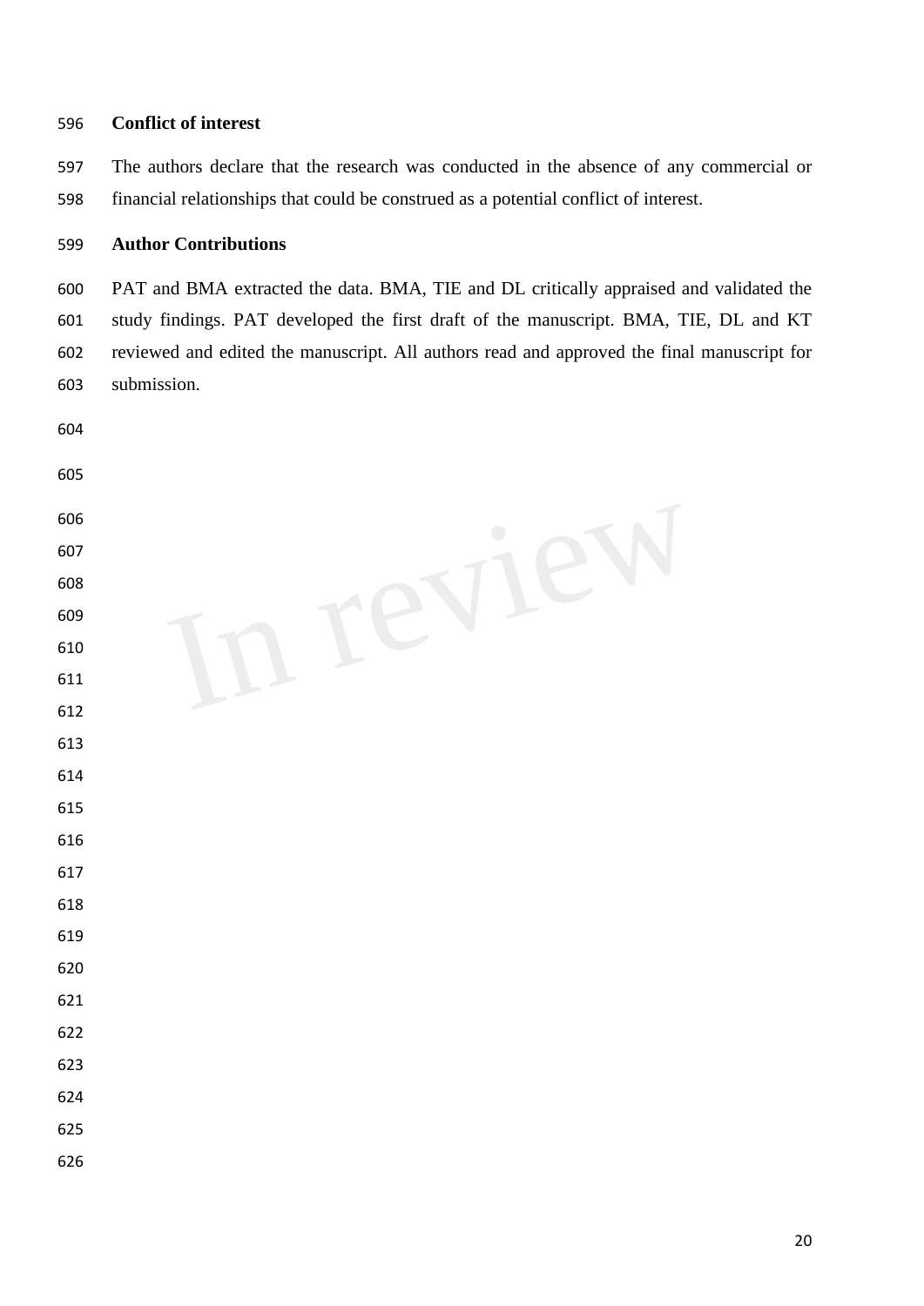**Conflict of interest**

The authors declare that the research was conducted in the absence of any commercial or financial relationships that could be construed as a potential conflict of interest.

**Author Contributions**

PAT and BMA extracted the data. BMA, TIE and DL critically appraised and validated the study findings. PAT developed the first draft of the manuscript. BMA, TIE, DL and KT reviewed and edited the manuscript. All authors read and approved the final manuscript for submission.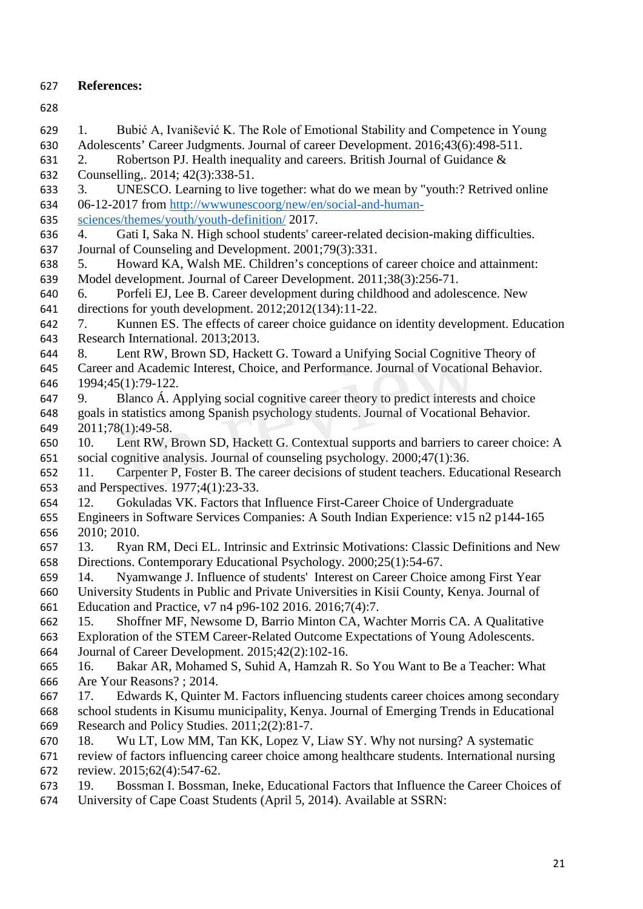**References:**

1. Bubić A, Ivanišević K. The Role of Emotional Stability and Competence in Young Adolescents' Career Judgments. Journal of career Development. 2016;43(6):498-511.
2. Robertson PJ. Health inequality and careers. British Journal of Guidance & Counselling,. 2014; 42(3):338-51.
3. UNESCO. Learning to live together: what do we mean by "youth:? Retrived online 06-12-2017 from http://wwwunescoorg/new/en/social-and-human-sciences/themes/youth/youth-definition/ 2017.
4. Gati I, Saka N. High school students' career-related decision-making difficulties. Journal of Counseling and Development. 2001;79(3):331.
5. Howard KA, Walsh ME. Children's conceptions of career choice and attainment: Model development. Journal of Career Development. 2011;38(3):256-71.
6. Porfeli EJ, Lee B. Career development during childhood and adolescence. New directions for youth development. 2012;2012(134):11-22.
7. Kunnen ES. The effects of career choice guidance on identity development. Education Research International. 2013;2013.
8. Lent RW, Brown SD, Hackett G. Toward a Unifying Social Cognitive Theory of Career and Academic Interest, Choice, and Performance. Journal of Vocational Behavior. 1994;45(1):79-122.
9. Blanco Á. Applying social cognitive career theory to predict interests and choice goals in statistics among Spanish psychology students. Journal of Vocational Behavior. 2011;78(1):49-58.
10. Lent RW, Brown SD, Hackett G. Contextual supports and barriers to career choice: A social cognitive analysis. Journal of counseling psychology. 2000;47(1):36.
11. Carpenter P, Foster B. The career decisions of student teachers. Educational Research and Perspectives. 1977;4(1):23-33.
12. Gokuladas VK. Factors that Influence First-Career Choice of Undergraduate Engineers in Software Services Companies: A South Indian Experience: v15 n2 p144-165 2010; 2010.
13. Ryan RM, Deci EL. Intrinsic and Extrinsic Motivations: Classic Definitions and New Directions. Contemporary Educational Psychology. 2000;25(1):54-67.
14. Nyamwange J. Influence of students' Interest on Career Choice among First Year University Students in Public and Private Universities in Kisii County, Kenya. Journal of Education and Practice, v7 n4 p96-102 2016. 2016;7(4):7.
15. Shoffner MF, Newsome D, Barrio Minton CA, Wachter Morris CA. A Qualitative Exploration of the STEM Career-Related Outcome Expectations of Young Adolescents. Journal of Career Development. 2015;42(2):102-16.
16. Bakar AR, Mohamed S, Suhid A, Hamzah R. So You Want to Be a Teacher: What Are Your Reasons? ; 2014.
17. Edwards K, Quinter M. Factors influencing students career choices among secondary school students in Kisumu municipality, Kenya. Journal of Emerging Trends in Educational Research and Policy Studies. 2011;2(2):81-7.
18. Wu LT, Low MM, Tan KK, Lopez V, Liaw SY. Why not nursing? A systematic review of factors influencing career choice among healthcare students. International nursing review. 2015;62(4):547-62.
19. Bossman I. Bossman, Ineke, Educational Factors that Influence the Career Choices of University of Cape Coast Students (April 5, 2014). Available at SSRN: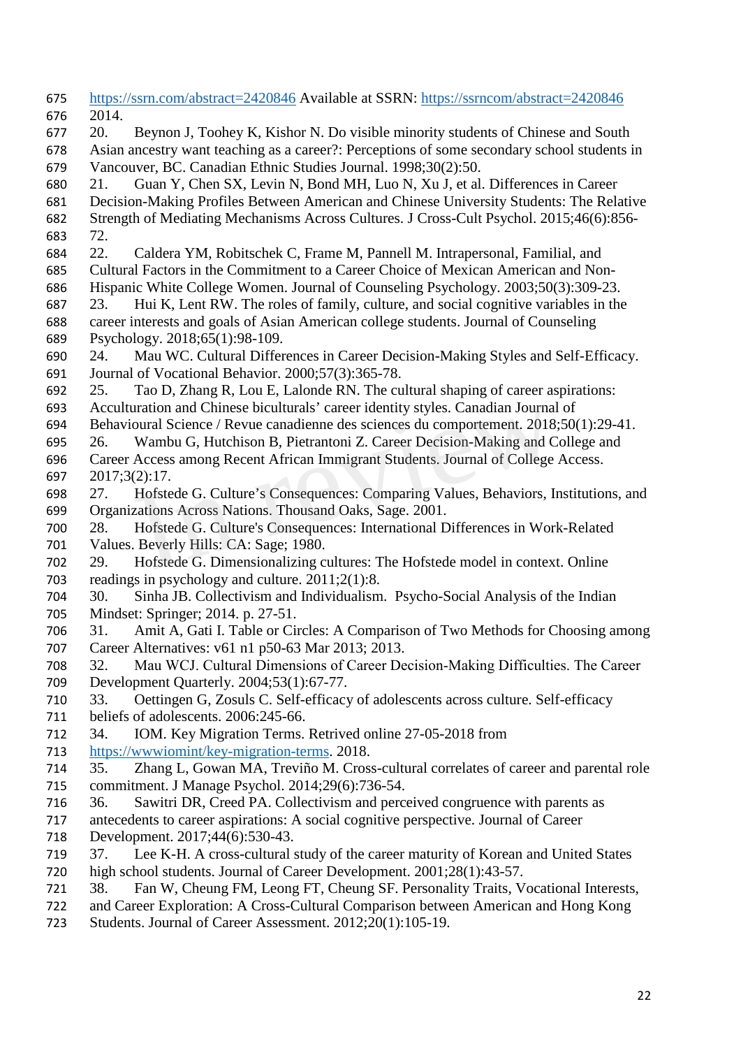https://ssrn.com/abstract=2420846 Available at SSRN: https://ssrncom/abstract=2420846 2014.

20. Beynon J, Toohey K, Kishor N. Do visible minority students of Chinese and South Asian ancestry want teaching as a career?: Perceptions of some secondary school students in Vancouver, BC. Canadian Ethnic Studies Journal. 1998;30(2):50.

21. Guan Y, Chen SX, Levin N, Bond MH, Luo N, Xu J, et al. Differences in Career Decision-Making Profiles Between American and Chinese University Students: The Relative Strength of Mediating Mechanisms Across Cultures. J Cross-Cult Psychol. 2015;46(6):856-72.

22. Caldera YM, Robitschek C, Frame M, Pannell M. Intrapersonal, Familial, and Cultural Factors in the Commitment to a Career Choice of Mexican American and Non-Hispanic White College Women. Journal of Counseling Psychology. 2003;50(3):309-23.

23. Hui K, Lent RW. The roles of family, culture, and social cognitive variables in the career interests and goals of Asian American college students. Journal of Counseling Psychology. 2018;65(1):98-109.

24. Mau WC. Cultural Differences in Career Decision-Making Styles and Self-Efficacy. Journal of Vocational Behavior. 2000;57(3):365-78.

25. Tao D, Zhang R, Lou E, Lalonde RN. The cultural shaping of career aspirations: Acculturation and Chinese biculturals' career identity styles. Canadian Journal of Behavioural Science / Revue canadienne des sciences du comportement. 2018;50(1):29-41.

26. Wambu G, Hutchison B, Pietrantoni Z. Career Decision-Making and College and Career Access among Recent African Immigrant Students. Journal of College Access. 2017;3(2):17.

27. Hofstede G. Culture's Consequences: Comparing Values, Behaviors, Institutions, and Organizations Across Nations. Thousand Oaks, Sage. 2001.

28. Hofstede G. Culture's Consequences: International Differences in Work-Related Values. Beverly Hills: CA: Sage; 1980.

29. Hofstede G. Dimensionalizing cultures: The Hofstede model in context. Online readings in psychology and culture. 2011;2(1):8.

30. Sinha JB. Collectivism and Individualism. Psycho-Social Analysis of the Indian Mindset: Springer; 2014. p. 27-51.

31. Amit A, Gati I. Table or Circles: A Comparison of Two Methods for Choosing among Career Alternatives: v61 n1 p50-63 Mar 2013; 2013.

32. Mau WCJ. Cultural Dimensions of Career Decision-Making Difficulties. The Career Development Quarterly. 2004;53(1):67-77.

33. Oettingen G, Zosuls C. Self-efficacy of adolescents across culture. Self-efficacy beliefs of adolescents. 2006:245-66.

34. IOM. Key Migration Terms. Retrived online 27-05-2018 from https://wwwiomint/key-migration-terms. 2018.

35. Zhang L, Gowan MA, Treviño M. Cross-cultural correlates of career and parental role commitment. J Manage Psychol. 2014;29(6):736-54.

36. Sawitri DR, Creed PA. Collectivism and perceived congruence with parents as antecedents to career aspirations: A social cognitive perspective. Journal of Career Development. 2017;44(6):530-43.

37. Lee K-H. A cross-cultural study of the career maturity of Korean and United States high school students. Journal of Career Development. 2001;28(1):43-57.

38. Fan W, Cheung FM, Leong FT, Cheung SF. Personality Traits, Vocational Interests, and Career Exploration: A Cross-Cultural Comparison between American and Hong Kong Students. Journal of Career Assessment. 2012;20(1):105-19.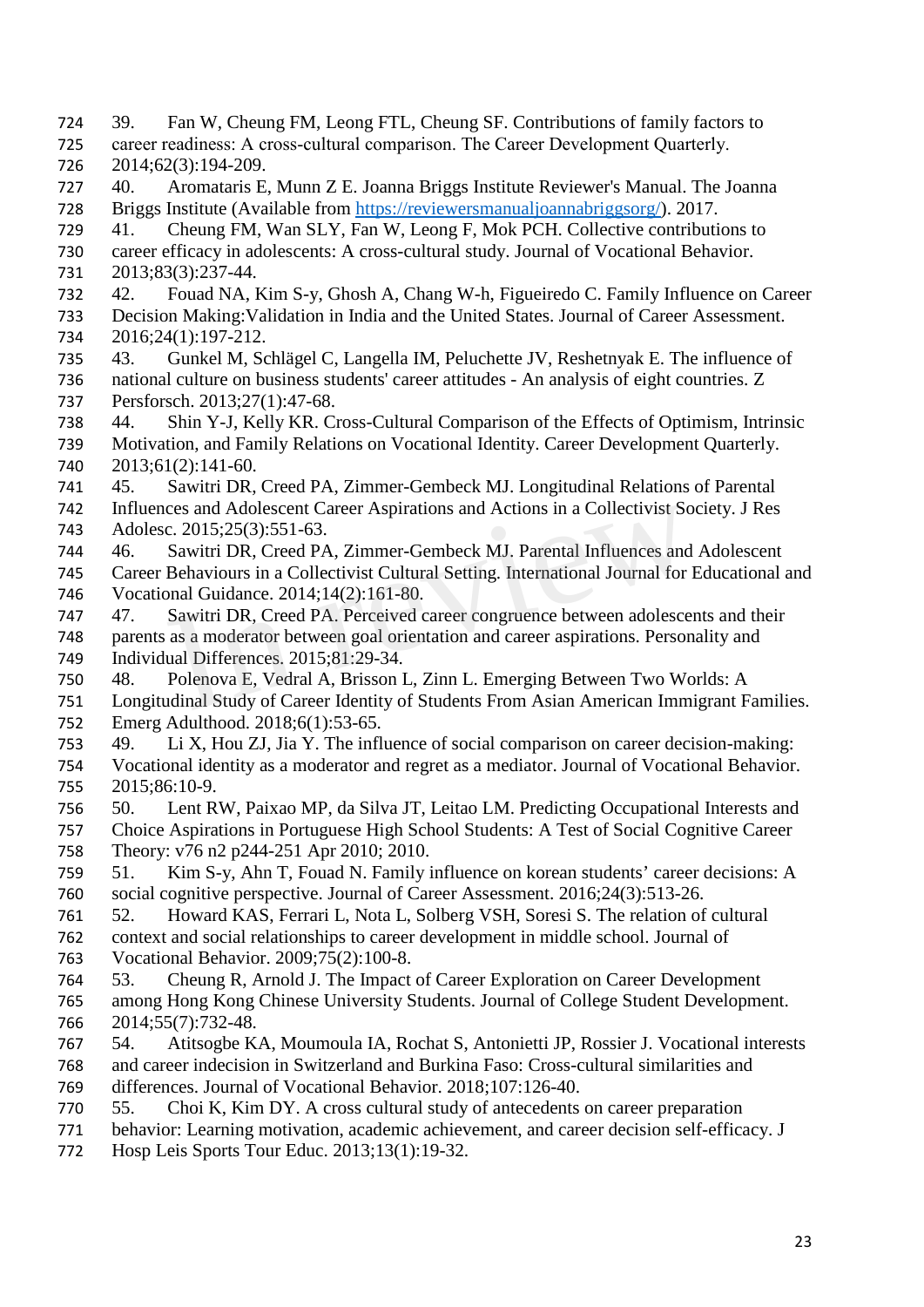39. Fan W, Cheung FM, Leong FTL, Cheung SF. Contributions of family factors to career readiness: A cross-cultural comparison. The Career Development Quarterly. 2014;62(3):194-209.
40. Aromataris E, Munn Z E. Joanna Briggs Institute Reviewer's Manual. The Joanna Briggs Institute (Available from https://reviewersmanualjoannabriggsorg/). 2017.
41. Cheung FM, Wan SLY, Fan W, Leong F, Mok PCH. Collective contributions to career efficacy in adolescents: A cross-cultural study. Journal of Vocational Behavior. 2013;83(3):237-44.
42. Fouad NA, Kim S-y, Ghosh A, Chang W-h, Figueiredo C. Family Influence on Career Decision Making:Validation in India and the United States. Journal of Career Assessment. 2016;24(1):197-212.
43. Gunkel M, Schlägel C, Langella IM, Peluchette JV, Reshetnyak E. The influence of national culture on business students' career attitudes - An analysis of eight countries. Z Persforsch. 2013;27(1):47-68.
44. Shin Y-J, Kelly KR. Cross-Cultural Comparison of the Effects of Optimism, Intrinsic Motivation, and Family Relations on Vocational Identity. Career Development Quarterly. 2013;61(2):141-60.
45. Sawitri DR, Creed PA, Zimmer-Gembeck MJ. Longitudinal Relations of Parental Influences and Adolescent Career Aspirations and Actions in a Collectivist Society. J Res Adolesc. 2015;25(3):551-63.
46. Sawitri DR, Creed PA, Zimmer-Gembeck MJ. Parental Influences and Adolescent Career Behaviours in a Collectivist Cultural Setting. International Journal for Educational and Vocational Guidance. 2014;14(2):161-80.
47. Sawitri DR, Creed PA. Perceived career congruence between adolescents and their parents as a moderator between goal orientation and career aspirations. Personality and Individual Differences. 2015;81:29-34.
48. Polenova E, Vedral A, Brisson L, Zinn L. Emerging Between Two Worlds: A Longitudinal Study of Career Identity of Students From Asian American Immigrant Families. Emerg Adulthood. 2018;6(1):53-65.
49. Li X, Hou ZJ, Jia Y. The influence of social comparison on career decision-making: Vocational identity as a moderator and regret as a mediator. Journal of Vocational Behavior. 2015;86:10-9.
50. Lent RW, Paixao MP, da Silva JT, Leitao LM. Predicting Occupational Interests and Choice Aspirations in Portuguese High School Students: A Test of Social Cognitive Career Theory: v76 n2 p244-251 Apr 2010; 2010.
51. Kim S-y, Ahn T, Fouad N. Family influence on korean students' career decisions: A social cognitive perspective. Journal of Career Assessment. 2016;24(3):513-26.
52. Howard KAS, Ferrari L, Nota L, Solberg VSH, Soresi S. The relation of cultural context and social relationships to career development in middle school. Journal of Vocational Behavior. 2009;75(2):100-8.
53. Cheung R, Arnold J. The Impact of Career Exploration on Career Development among Hong Kong Chinese University Students. Journal of College Student Development. 2014;55(7):732-48.
54. Atitsogbe KA, Moumoula IA, Rochat S, Antonietti JP, Rossier J. Vocational interests and career indecision in Switzerland and Burkina Faso: Cross-cultural similarities and differences. Journal of Vocational Behavior. 2018;107:126-40.
55. Choi K, Kim DY. A cross cultural study of antecedents on career preparation behavior: Learning motivation, academic achievement, and career decision self-efficacy. J Hosp Leis Sports Tour Educ. 2013;13(1):19-32.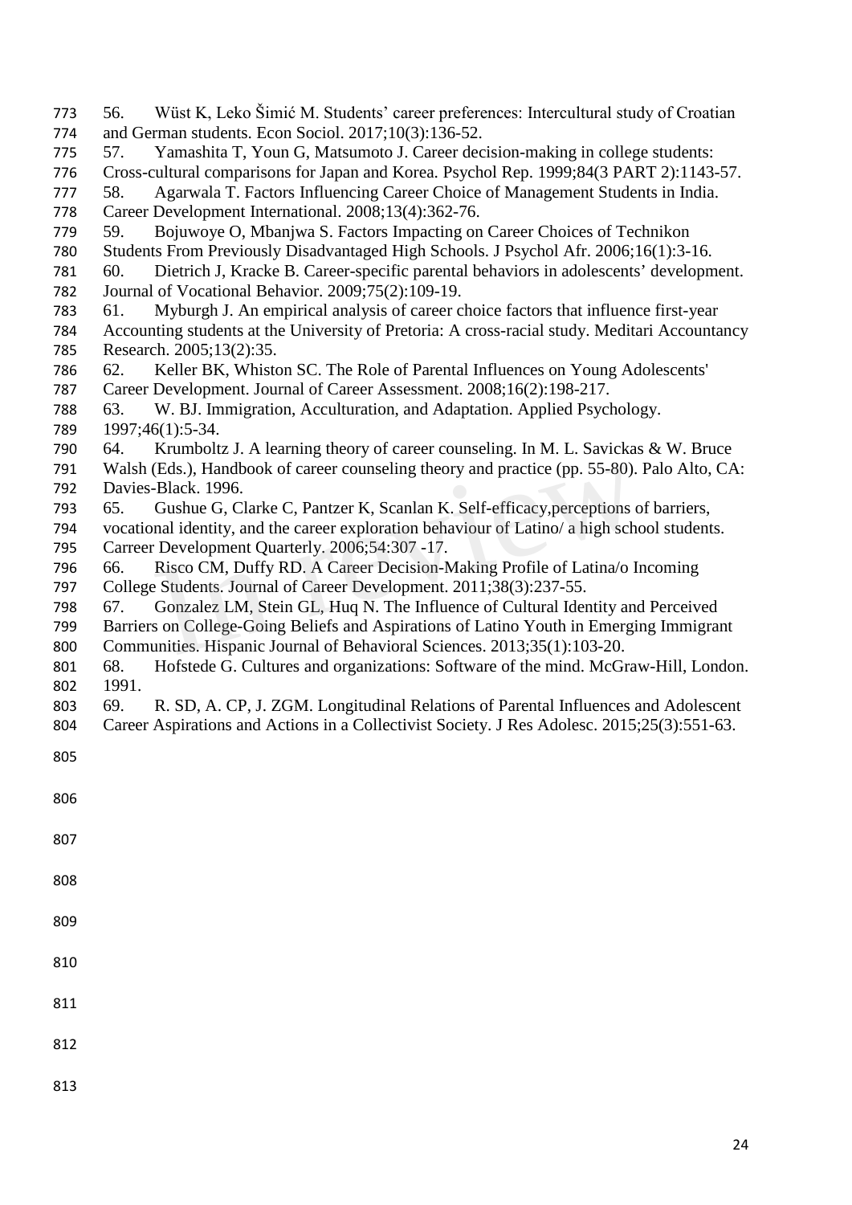56. Wüst K, Leko Šimić M. Students' career preferences: Intercultural study of Croatian and German students. Econ Sociol. 2017;10(3):136-52.

57. Yamashita T, Youn G, Matsumoto J. Career decision-making in college students: Cross-cultural comparisons for Japan and Korea. Psychol Rep. 1999;84(3 PART 2):1143-57.

58. Agarwala T. Factors Influencing Career Choice of Management Students in India. Career Development International. 2008;13(4):362-76.

59. Bojuwoye O, Mbanjwa S. Factors Impacting on Career Choices of Technikon Students From Previously Disadvantaged High Schools. J Psychol Afr. 2006;16(1):3-16.

60. Dietrich J, Kracke B. Career-specific parental behaviors in adolescents' development. Journal of Vocational Behavior. 2009;75(2):109-19.

61. Myburgh J. An empirical analysis of career choice factors that influence first-year Accounting students at the University of Pretoria: A cross-racial study. Meditari Accountancy Research. 2005;13(2):35.

62. Keller BK, Whiston SC. The Role of Parental Influences on Young Adolescents' Career Development. Journal of Career Assessment. 2008;16(2):198-217.

63. W. BJ. Immigration, Acculturation, and Adaptation. Applied Psychology. 1997;46(1):5-34.

64. Krumboltz J. A learning theory of career counseling. In M. L. Savickas & W. Bruce Walsh (Eds.), Handbook of career counseling theory and practice (pp. 55-80). Palo Alto, CA: Davies-Black. 1996.

65. Gushue G, Clarke C, Pantzer K, Scanlan K. Self-efficacy,perceptions of barriers, vocational identity, and the career exploration behaviour of Latino/ a high school students. Carreer Development Quarterly. 2006;54:307 -17.

66. Risco CM, Duffy RD. A Career Decision-Making Profile of Latina/o Incoming College Students. Journal of Career Development. 2011;38(3):237-55.

67. Gonzalez LM, Stein GL, Huq N. The Influence of Cultural Identity and Perceived Barriers on College-Going Beliefs and Aspirations of Latino Youth in Emerging Immigrant Communities. Hispanic Journal of Behavioral Sciences. 2013;35(1):103-20.

68. Hofstede G. Cultures and organizations: Software of the mind. McGraw-Hill, London. 1991.

69. R. SD, A. CP, J. ZGM. Longitudinal Relations of Parental Influences and Adolescent Career Aspirations and Actions in a Collectivist Society. J Res Adolesc. 2015;25(3):551-63.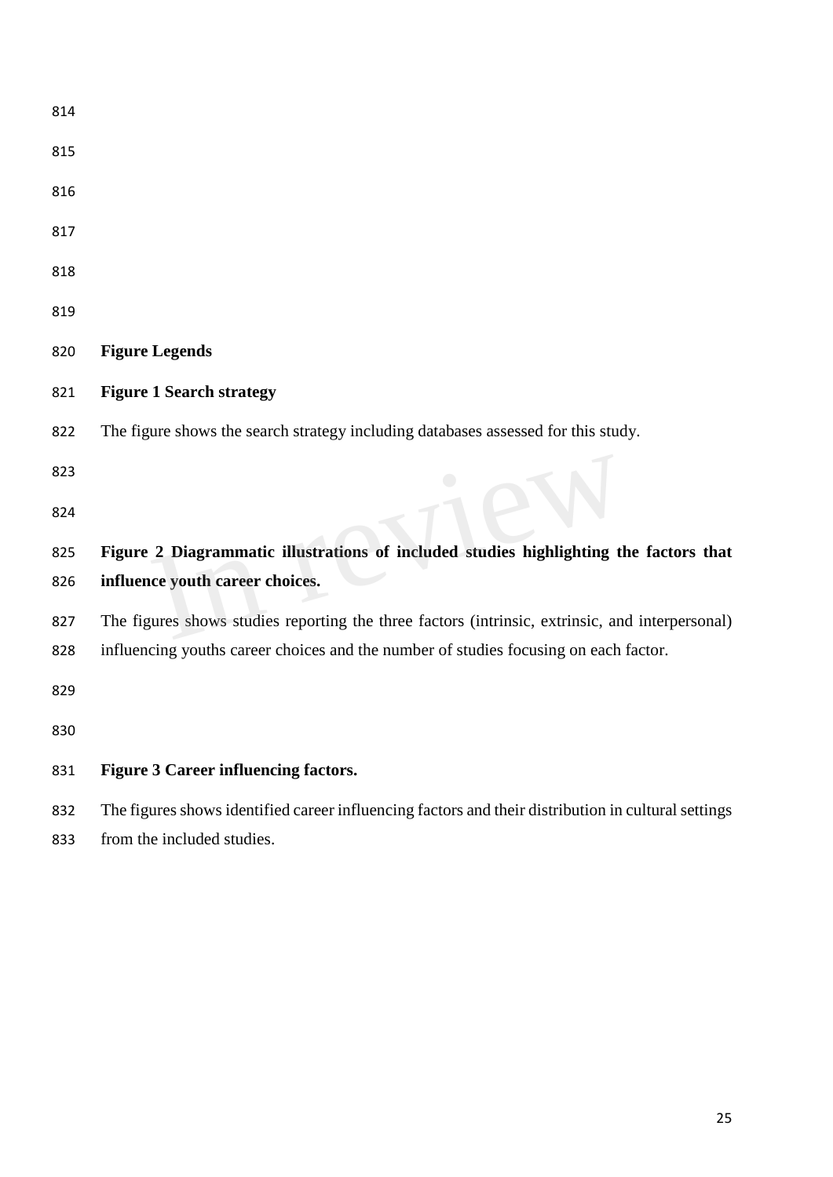## Figure Legends

**Figure 1 Search strategy**

The figure shows the search strategy including databases assessed for this study.

**Figure 2 Diagrammatic illustrations of included studies highlighting the factors that influence youth career choices.**

The figures shows studies reporting the three factors (intrinsic, extrinsic, and interpersonal) influencing youths career choices and the number of studies focusing on each factor.

**Figure 3 Career influencing factors.**

The figures shows identified career influencing factors and their distribution in cultural settings from the included studies.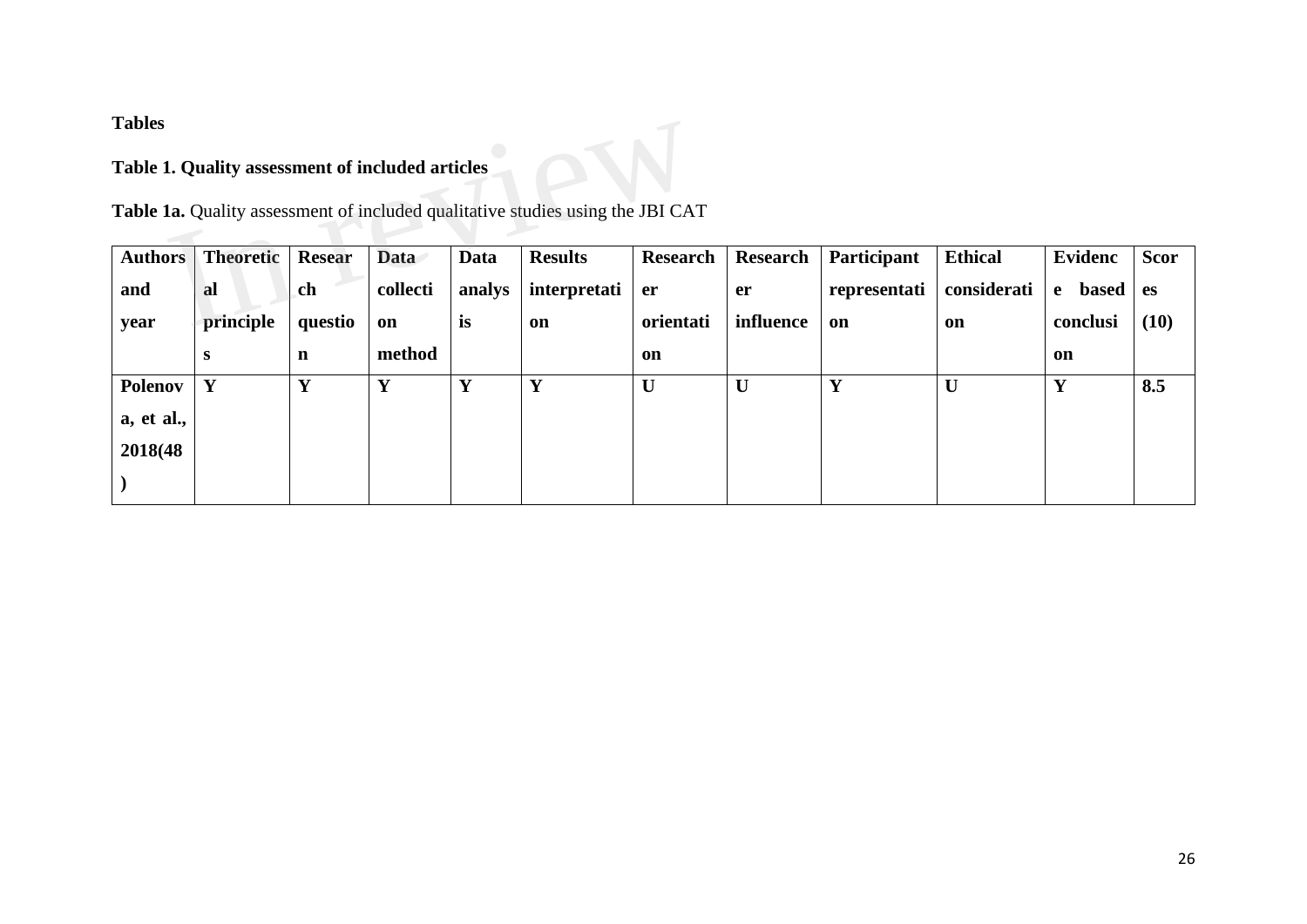**Tables**

**Table 1. Quality assessment of included articles**

**Table 1a.** Quality assessment of included qualitative studies using the JBI CAT

| Authors and year | Theoretical principles | Research question | Data collection method | Data analysis | Results interpretation | Researcher orientation | Researcher influence | Participant representation | Ethical consideration | Evidence based conclusion | Scores (10) |
|---|---|---|---|---|---|---|---|---|---|---|---|
| **Polenova, et al., 2018(48)** | **Y** | **Y** | **Y** | **Y** | **Y** | **U** | **U** | **Y** | **U** | **Y** | **8.5** |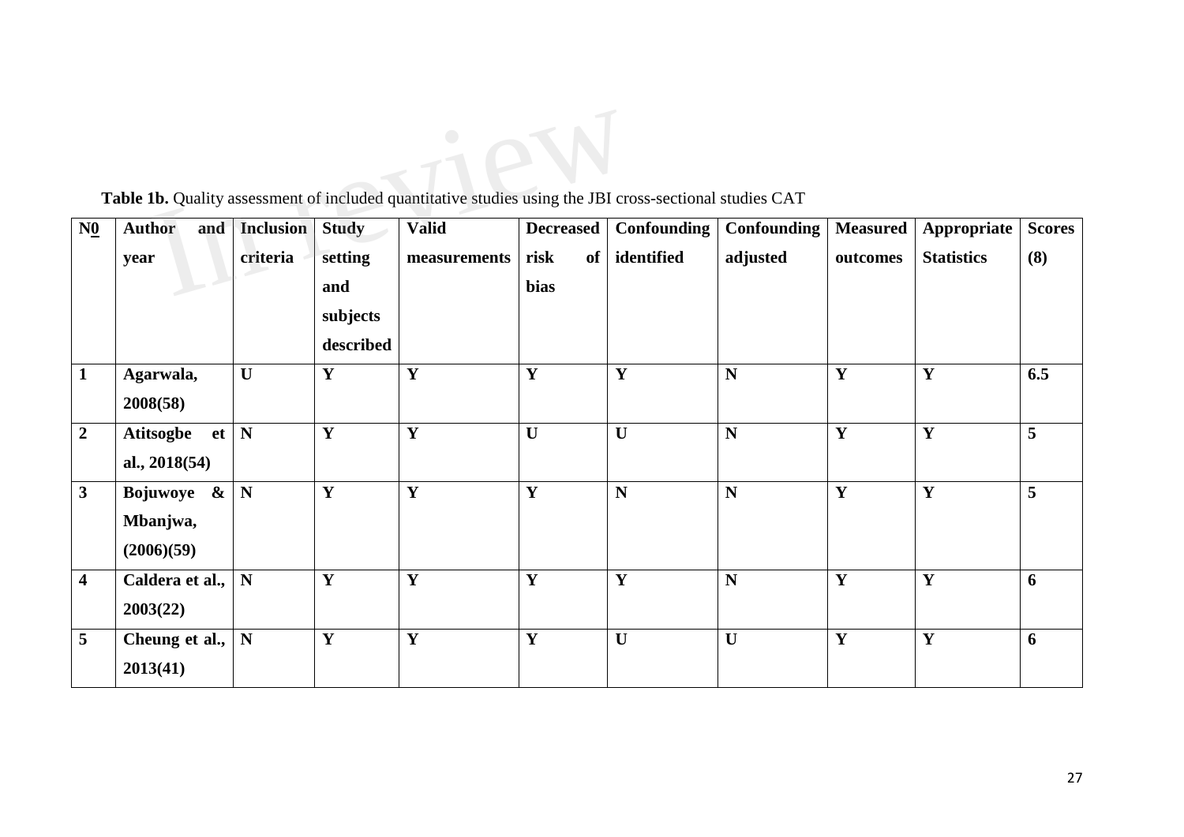**Table 1b.** Quality assessment of included quantitative studies using the JBI cross-sectional studies CAT

| N0 | Author and year | Inclusion criteria | Study setting and subjects described | Valid measurements | Decreased risk of bias | Confounding identified | Confounding adjusted | Measured outcomes | Appropriate Statistics | Scores (8) |
|---|---|---|---|---|---|---|---|---|---|---|
| **1** | **Agarwala, 2008(58)** | **U** | **Y** | **Y** | **Y** | **Y** | **N** | **Y** | **Y** | **6.5** |
| **2** | **Atitsogbe et al., 2018(54)** | **N** | **Y** | **Y** | **U** | **U** | **N** | **Y** | **Y** | **5** |
| **3** | **Bojuwoye & Mbanjwa, (2006)(59)** | **N** | **Y** | **Y** | **Y** | **N** | **N** | **Y** | **Y** | **5** |
| **4** | **Caldera et al., 2003(22)** | **N** | **Y** | **Y** | **Y** | **Y** | **N** | **Y** | **Y** | **6** |
| **5** | **Cheung et al., 2013(41)** | **N** | **Y** | **Y** | **Y** | **U** | **U** | **Y** | **Y** | **6** |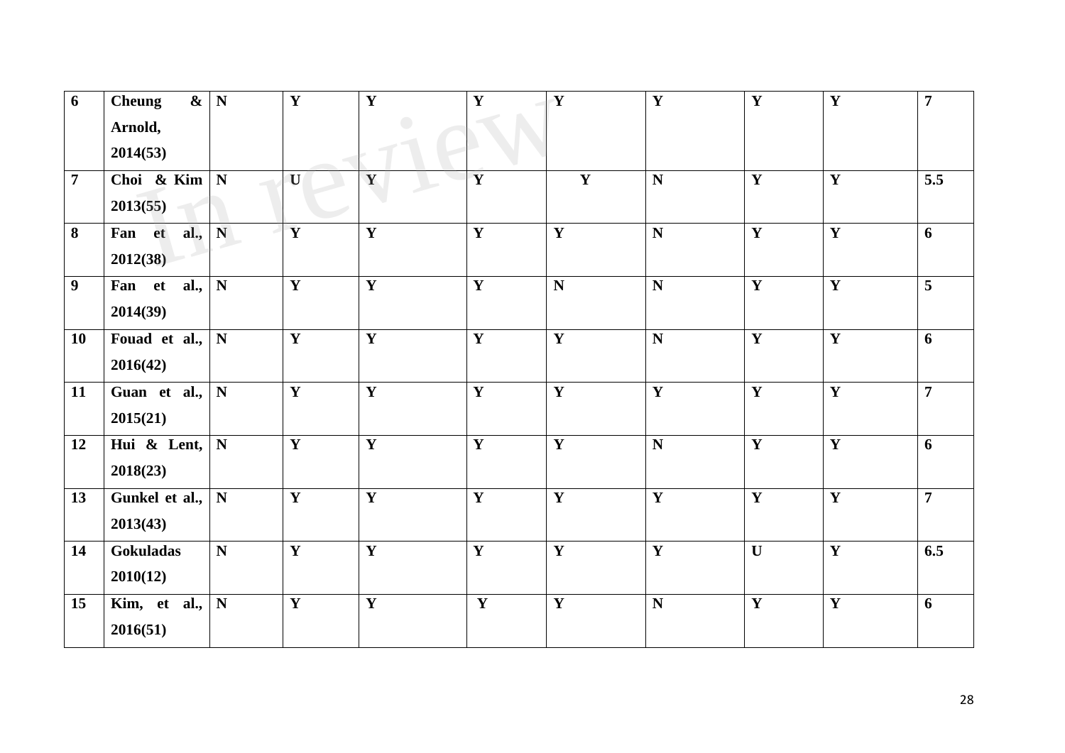| 6 | Cheung & Arnold, 2014(53) | N | Y | Y | Y | Y | Y | Y | Y | 7 |
|---|---|---|---|---|---|---|---|---|---|---|
| 7 | Choi & Kim 2013(55) | N | U | Y | Y | Y | N | Y | Y | 5.5 |
| 8 | Fan et al., 2012(38) | N | Y | Y | Y | Y | N | Y | Y | 6 |
| 9 | Fan et al., 2014(39) | N | Y | Y | Y | N | N | Y | Y | 5 |
| 10 | Fouad et al., 2016(42) | N | Y | Y | Y | Y | N | Y | Y | 6 |
| 11 | Guan et al., 2015(21) | N | Y | Y | Y | Y | Y | Y | Y | 7 |
| 12 | Hui & Lent, 2018(23) | N | Y | Y | Y | Y | N | Y | Y | 6 |
| 13 | Gunkel et al., 2013(43) | N | Y | Y | Y | Y | Y | Y | Y | 7 |
| 14 | Gokuladas 2010(12) | N | Y | Y | Y | Y | Y | U | Y | 6.5 |
| 15 | Kim, et al., 2016(51) | N | Y | Y | Y | Y | N | Y | Y | 6 |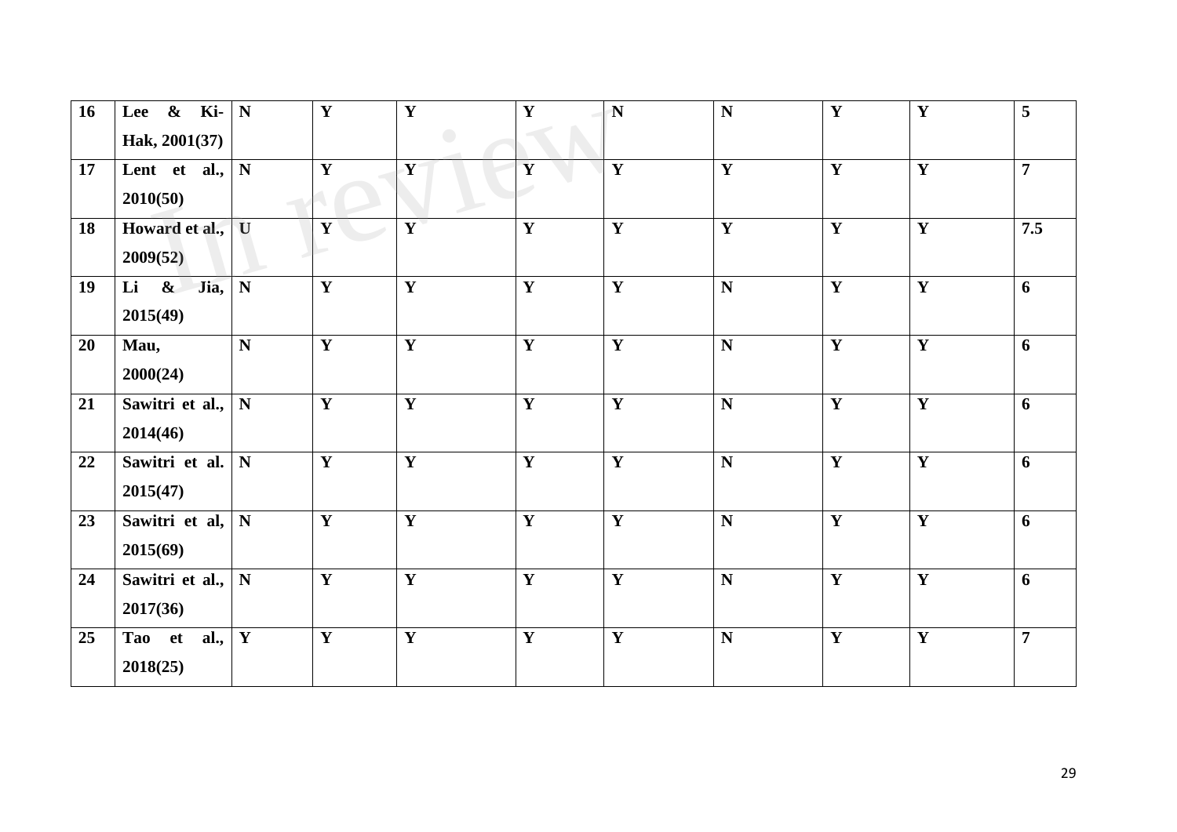| 16 | Lee & Ki-Hak, 2001(37) | N | Y | Y | Y | N | N | Y | Y | 5 |
|---|---|---|---|---|---|---|---|---|---|---|
| 17 | Lent et al., 2010(50) | N | Y | Y | Y | Y | Y | Y | Y | 7 |
| 18 | Howard et al., 2009(52) | U | Y | Y | Y | Y | Y | Y | Y | 7.5 |
| 19 | Li & Jia, 2015(49) | N | Y | Y | Y | Y | N | Y | Y | 6 |
| 20 | Mau, 2000(24) | N | Y | Y | Y | Y | N | Y | Y | 6 |
| 21 | Sawitri et al., 2014(46) | N | Y | Y | Y | Y | N | Y | Y | 6 |
| 22 | Sawitri et al. 2015(47) | N | Y | Y | Y | Y | N | Y | Y | 6 |
| 23 | Sawitri et al, 2015(69) | N | Y | Y | Y | Y | N | Y | Y | 6 |
| 24 | Sawitri et al., 2017(36) | N | Y | Y | Y | Y | N | Y | Y | 6 |
| 25 | Tao et al., 2018(25) | Y | Y | Y | Y | Y | N | Y | Y | 7 |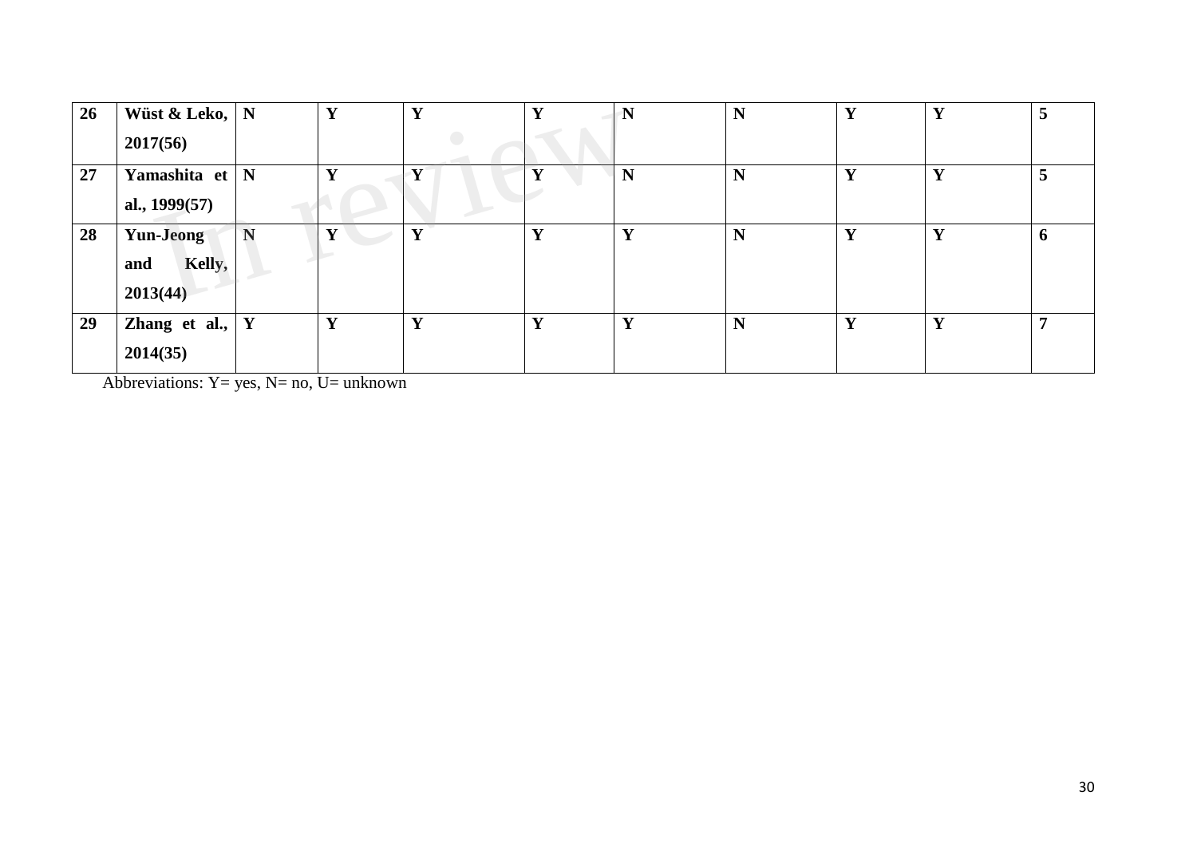| 26 | Wüst & Leko, 2017(56) | N | Y | Y | Y | N | N | Y | Y | 5 |
|---|---|---|---|---|---|---|---|---|---|---|
| 27 | Yamashita et al., 1999(57) | N | Y | Y | Y | N | N | Y | Y | 5 |
| 28 | Yun-Jeong and Kelly, 2013(44) | N | Y | Y | Y | Y | N | Y | Y | 6 |
| 29 | Zhang et al., 2014(35) | Y | Y | Y | Y | Y | N | Y | Y | 7 |

Abbreviations: Y= yes, N= no, U= unknown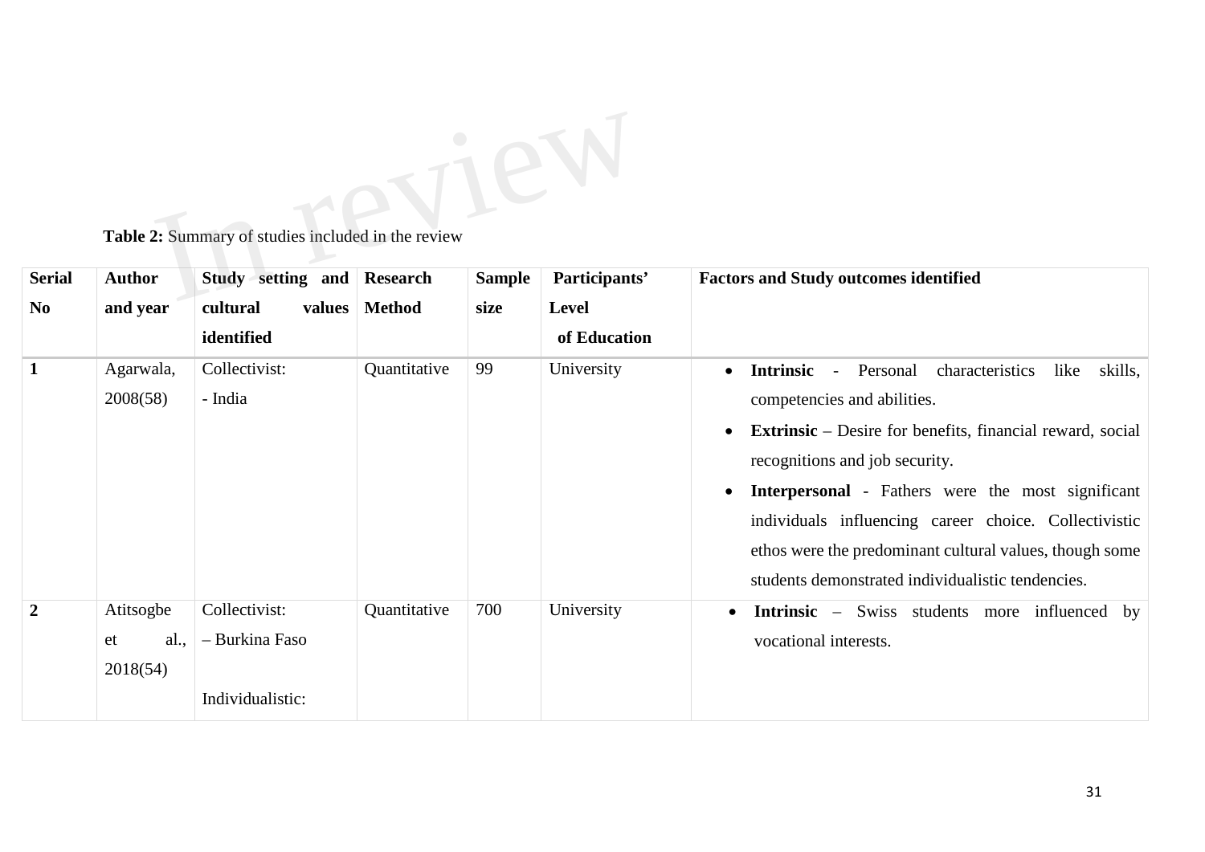**Table 2:** Summary of studies included in the review

| Serial No | Author and year | Study setting and cultural values identified | Research Method | Sample size | Participants' Level of Education | Factors and Study outcomes identified |
|---|---|---|---|---|---|---|
| 1 | Agarwala, 2008(58) | Collectivist:<br>- India | Quantitative | 99 | University | • **Intrinsic** - Personal characteristics like skills, competencies and abilities.<br>• **Extrinsic** – Desire for benefits, financial reward, social recognitions and job security.<br>• **Interpersonal** - Fathers were the most significant individuals influencing career choice. Collectivistic ethos were the predominant cultural values, though some students demonstrated individualistic tendencies. |
| 2 | Atitsogbe et al., 2018(54) | Collectivist:<br>– Burkina Faso<br><br>Individualistic: | Quantitative | 700 | University | • **Intrinsic** – Swiss students more influenced by vocational interests. |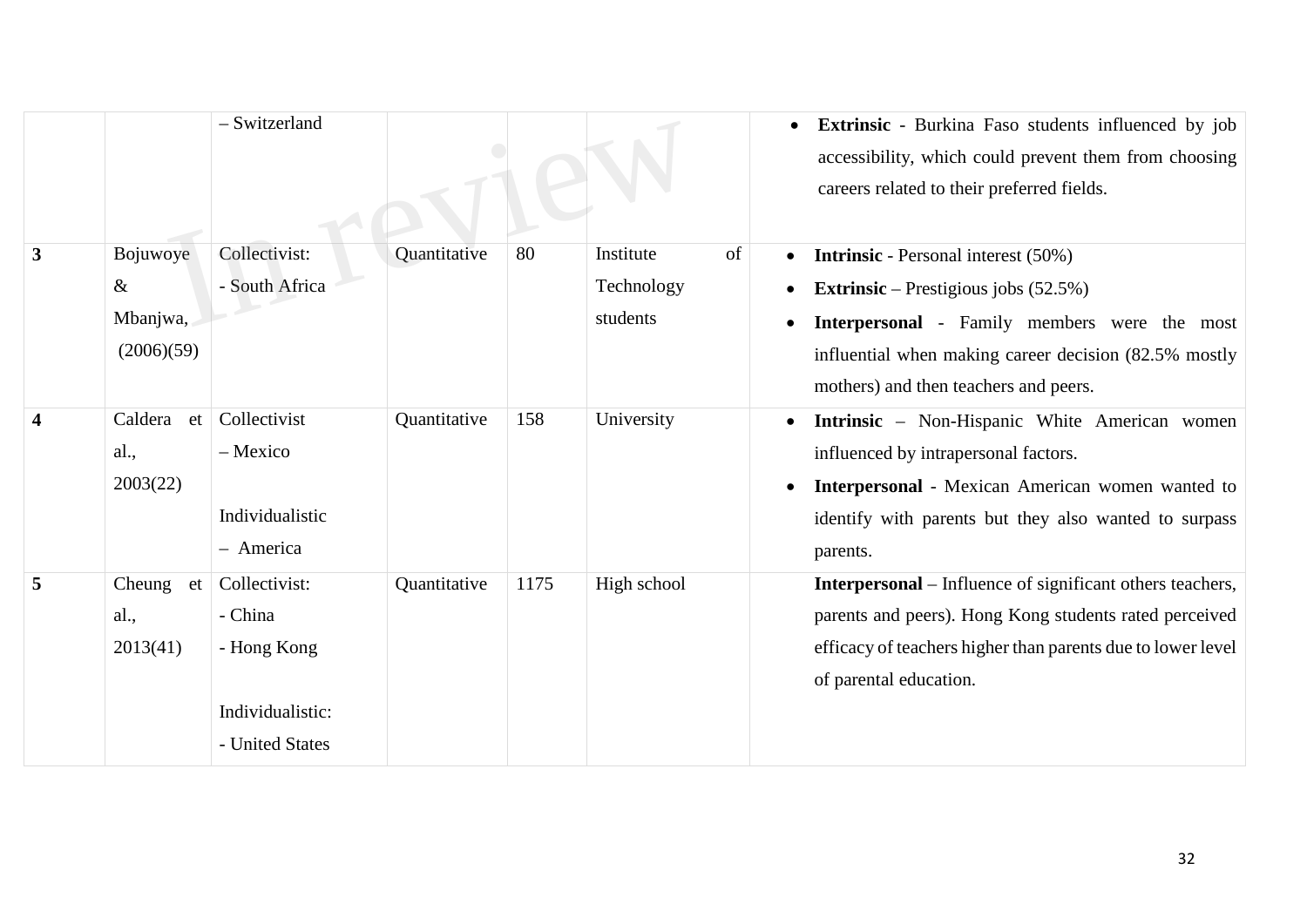|  |  |  |  |  |  |  |
|---|---|---|---|---|---|---|
|  |  | – Switzerland |  |  |  | • **Extrinsic** - Burkina Faso students influenced by job accessibility, which could prevent them from choosing careers related to their preferred fields. |
| **3** | Bojuwoye & Mbanjwa, (2006)(59) | Collectivist:<br>- South Africa | Quantitative | 80 | Institute of Technology students | • **Intrinsic** - Personal interest (50%)<br>• **Extrinsic** – Prestigious jobs (52.5%)<br>• **Interpersonal** - Family members were the most influential when making career decision (82.5% mostly mothers) and then teachers and peers. |
| **4** | Caldera et al., 2003(22) | Collectivist<br>– Mexico<br><br>Individualistic<br>– America | Quantitative | 158 | University | • **Intrinsic** – Non-Hispanic White American women influenced by intrapersonal factors.<br>• **Interpersonal** - Mexican American women wanted to identify with parents but they also wanted to surpass parents. |
| **5** | Cheung et al., 2013(41) | Collectivist:<br>- China<br>- Hong Kong<br><br>Individualistic:<br>- United States | Quantitative | 1175 | High school | **Interpersonal** – Influence of significant others teachers, parents and peers). Hong Kong students rated perceived efficacy of teachers higher than parents due to lower level of parental education. |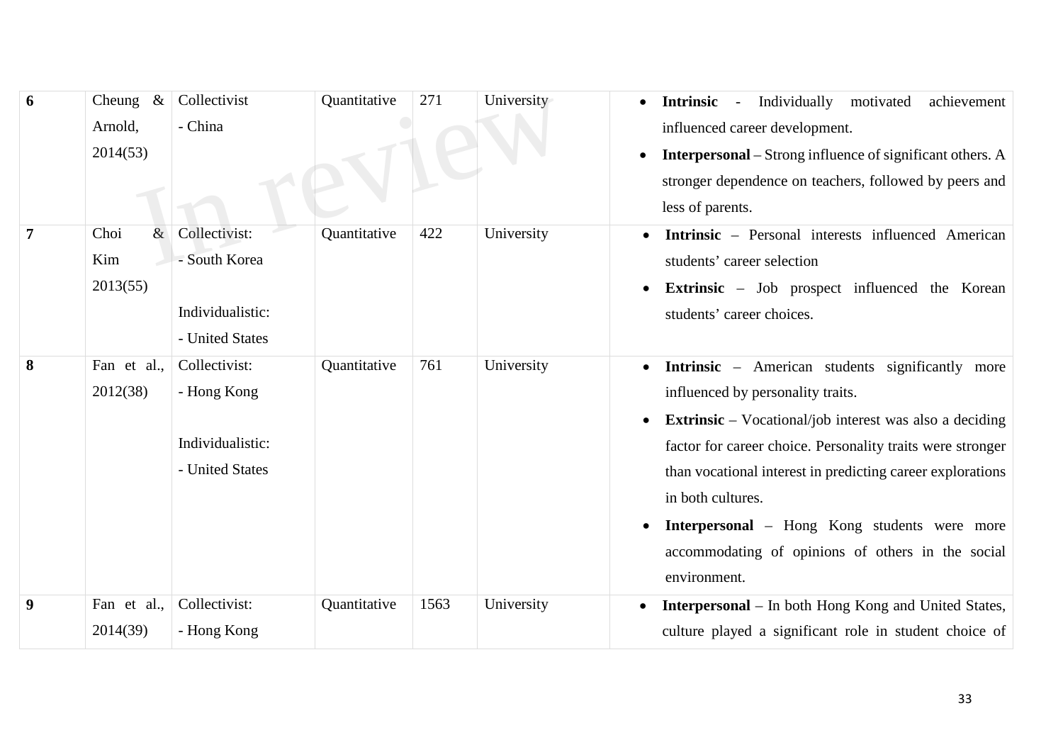| 6 | Cheung & Arnold, 2014(53) | Collectivist<br>- China | Quantitative | 271 | University | • **Intrinsic** - Individually motivated achievement influenced career development.<br>• **Interpersonal** – Strong influence of significant others. A stronger dependence on teachers, followed by peers and less of parents. |
|---|---|---|---|---|---|---|
| 7 | Choi & Kim 2013(55) | Collectivist:<br>- South Korea<br><br>Individualistic:<br>- United States | Quantitative | 422 | University | • **Intrinsic** – Personal interests influenced American students' career selection<br>• **Extrinsic** – Job prospect influenced the Korean students' career choices. |
| 8 | Fan et al., 2012(38) | Collectivist:<br>- Hong Kong<br><br>Individualistic:<br>- United States | Quantitative | 761 | University | • **Intrinsic** – American students significantly more influenced by personality traits.<br>• **Extrinsic** – Vocational/job interest was also a deciding factor for career choice. Personality traits were stronger than vocational interest in predicting career explorations in both cultures.<br>• **Interpersonal** – Hong Kong students were more accommodating of opinions of others in the social environment. |
| 9 | Fan et al., 2014(39) | Collectivist:<br>- Hong Kong | Quantitative | 1563 | University | • **Interpersonal** – In both Hong Kong and United States, culture played a significant role in student choice of |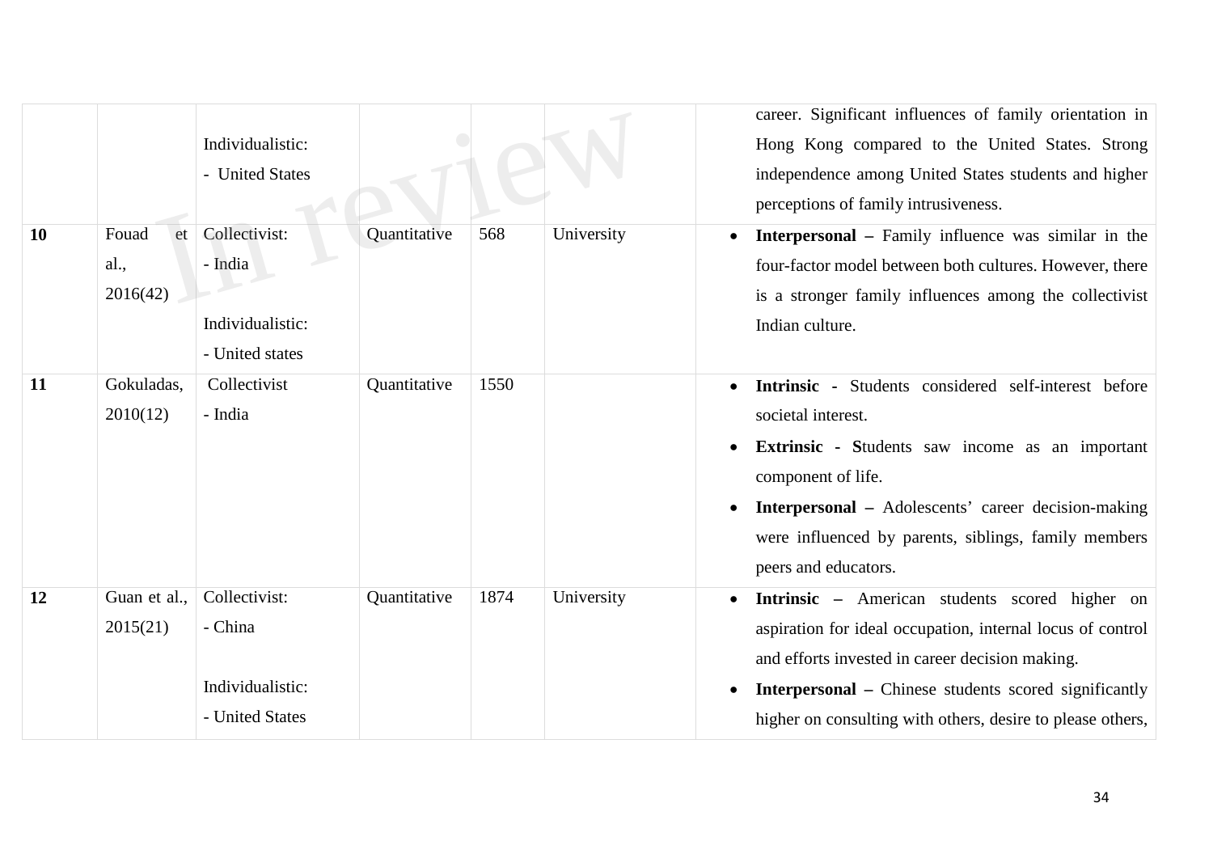| | | | | | | |
|---|---|---|---|---|---|---|
| | | Individualistic:<br>- United States | | | | career. Significant influences of family orientation in Hong Kong compared to the United States. Strong independence among United States students and higher perceptions of family intrusiveness. |
| **10** | Fouad et al., 2016(42) | Collectivist:<br>- India<br><br>Individualistic:<br>- United states | Quantitative | 568 | University | • **Interpersonal –** Family influence was similar in the four-factor model between both cultures. However, there is a stronger family influences among the collectivist Indian culture. |
| **11** | Gokuladas, 2010(12) | Collectivist<br>- India | Quantitative | 1550 | | • **Intrinsic -** Students considered self-interest before societal interest.<br>• **Extrinsic - S**tudents saw income as an important component of life.<br>• **Interpersonal –** Adolescents' career decision-making were influenced by parents, siblings, family members peers and educators. |
| **12** | Guan et al., 2015(21) | Collectivist:<br>- China<br><br>Individualistic:<br>- United States | Quantitative | 1874 | University | • **Intrinsic –** American students scored higher on aspiration for ideal occupation, internal locus of control and efforts invested in career decision making.<br>• **Interpersonal –** Chinese students scored significantly higher on consulting with others, desire to please others, |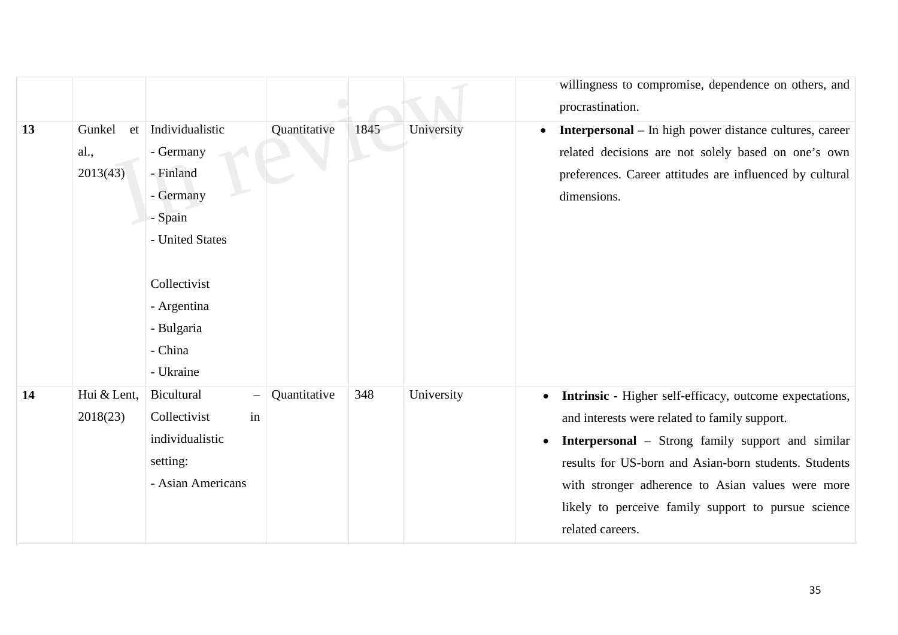| | | | | | | |
|---|---|---|---|---|---|---|
| | | | | | | willingness to compromise, dependence on others, and procrastination. |
| **13** | Gunkel et al., 2013(43) | Individualistic<br>- Germany<br>- Finland<br>- Germany<br>- Spain<br>- United States<br><br>Collectivist<br>- Argentina<br>- Bulgaria<br>- China<br>- Ukraine | Quantitative | 1845 | University | • **Interpersonal** – In high power distance cultures, career related decisions are not solely based on one's own preferences. Career attitudes are influenced by cultural dimensions. |
| **14** | Hui & Lent, 2018(23) | Bicultural – Collectivist in individualistic setting:<br>- Asian Americans | Quantitative | 348 | University | • **Intrinsic** - Higher self-efficacy, outcome expectations, and interests were related to family support.<br>• **Interpersonal** – Strong family support and similar results for US-born and Asian-born students. Students with stronger adherence to Asian values were more likely to perceive family support to pursue science related careers. |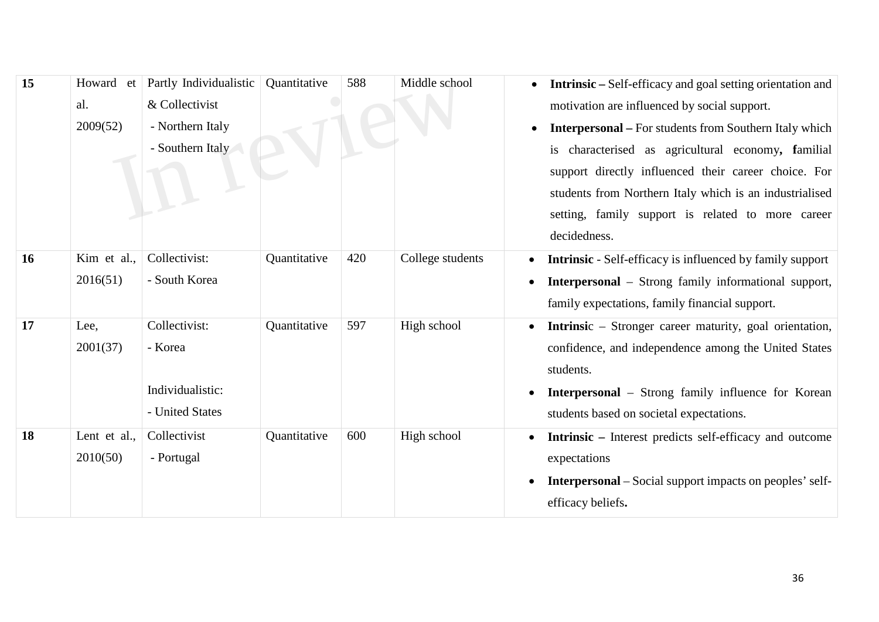| | | | | | | |
|---|---|---|---|---|---|---|
| **15** | Howard et al. 2009(52) | Partly Individualistic & Collectivist<br>- Northern Italy<br>- Southern Italy | Quantitative | 588 | Middle school | • **Intrinsic –** Self-efficacy and goal setting orientation and motivation are influenced by social support.<br>• **Interpersonal –** For students from Southern Italy which is characterised as agricultural economy**, f**amilial support directly influenced their career choice. For students from Northern Italy which is an industrialised setting, family support is related to more career decidedness. |
| **16** | Kim et al., 2016(51) | Collectivist:<br>- South Korea | Quantitative | 420 | College students | • **Intrinsic** - Self-efficacy is influenced by family support<br>• **Interpersonal** – Strong family informational support, family expectations, family financial support. |
| **17** | Lee, 2001(37) | Collectivist:<br>- Korea<br><br>Individualistic:<br>- United States | Quantitative | 597 | High school | • **Intrinsi**c – Stronger career maturity, goal orientation, confidence, and independence among the United States students.<br>• **Interpersonal** – Strong family influence for Korean students based on societal expectations. |
| **18** | Lent et al., 2010(50) | Collectivist<br>- Portugal | Quantitative | 600 | High school | • **Intrinsic –** Interest predicts self-efficacy and outcome expectations<br>• **Interpersonal** – Social support impacts on peoples' self-efficacy beliefs**.** |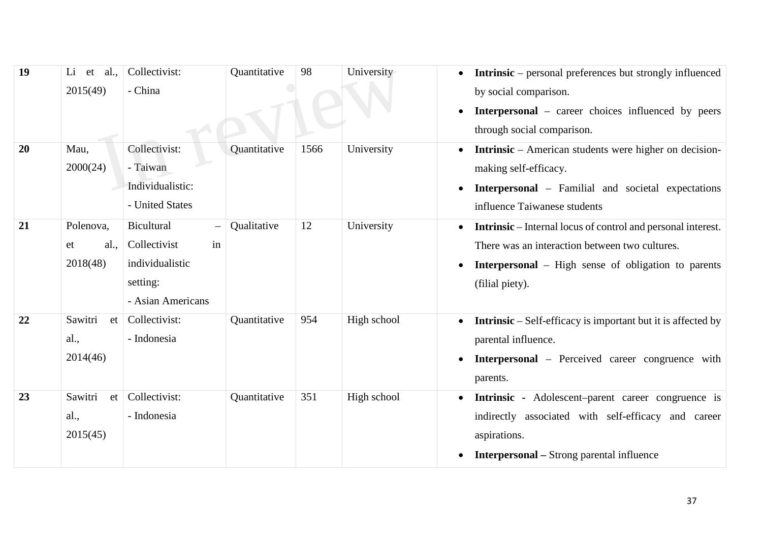| **19** | Li et al., 2015(49) | Collectivist:<br>- China | Quantitative | 98 | University | • **Intrinsic** – personal preferences but strongly influenced by social comparison.<br>• **Interpersonal** – career choices influenced by peers through social comparison. |
|---|---|---|---|---|---|---|
| **20** | Mau, 2000(24) | Collectivist:<br>- Taiwan<br>Individualistic:<br>- United States | Quantitative | 1566 | University | • **Intrinsic** – American students were higher on decision-making self-efficacy.<br>• **Interpersonal** – Familial and societal expectations influence Taiwanese students |
| **21** | Polenova, et al., 2018(48) | Bicultural – Collectivist in individualistic setting:<br>- Asian Americans | Qualitative | 12 | University | • **Intrinsic** – Internal locus of control and personal interest. There was an interaction between two cultures.<br>• **Interpersonal** – High sense of obligation to parents (filial piety). |
| **22** | Sawitri et al., 2014(46) | Collectivist:<br>- Indonesia | Quantitative | 954 | High school | • **Intrinsic** – Self-efficacy is important but it is affected by parental influence.<br>• **Interpersonal** – Perceived career congruence with parents. |
| **23** | Sawitri et al., 2015(45) | Collectivist:<br>- Indonesia | Quantitative | 351 | High school | • **Intrinsic** - Adolescent–parent career congruence is indirectly associated with self-efficacy and career aspirations.<br>• **Interpersonal –** Strong parental influence |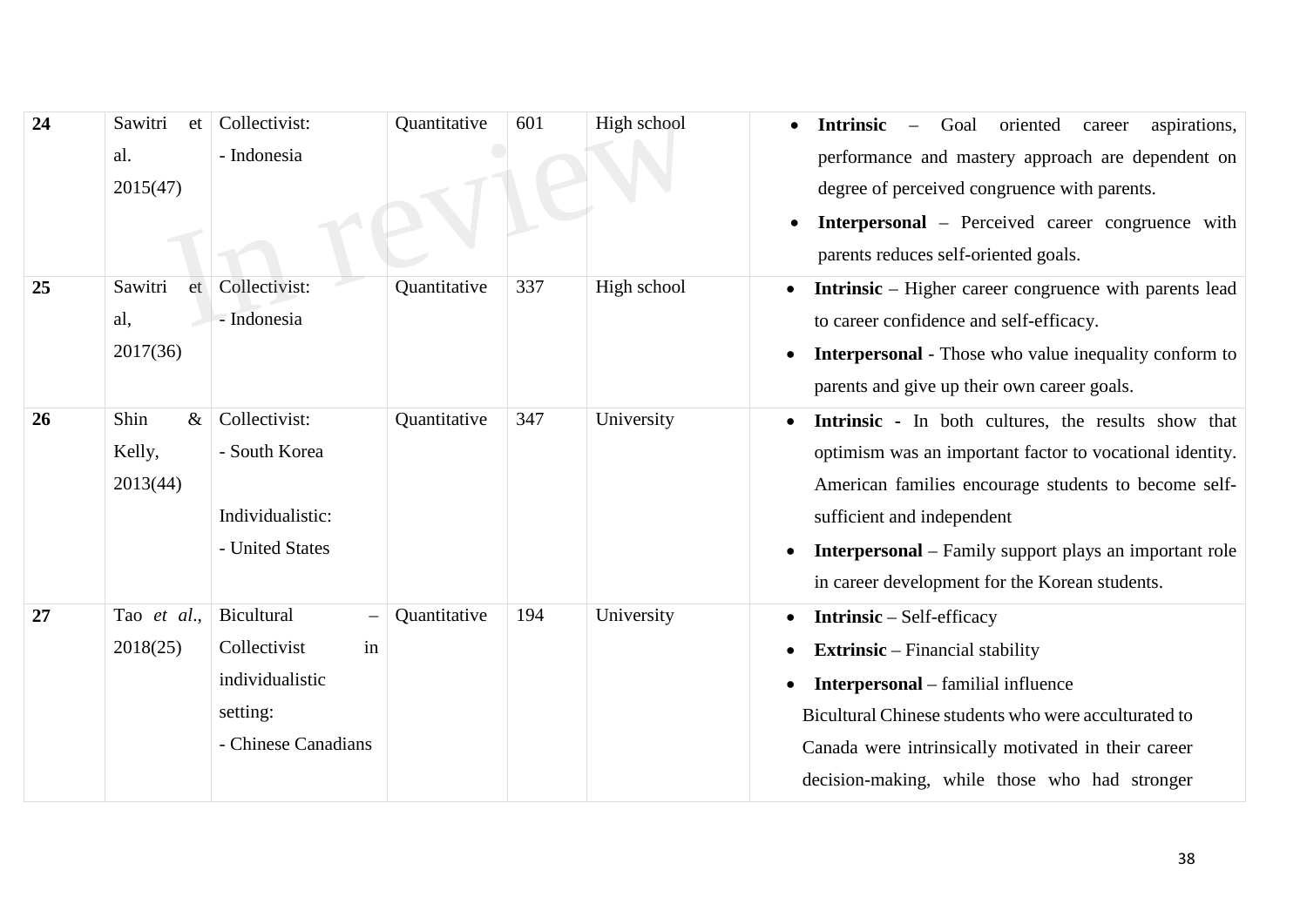| | | | | | | |
|---|---|---|---|---|---|---|
| **24** | Sawitri et al. 2015(47) | Collectivist:<br>- Indonesia | Quantitative | 601 | High school | • **Intrinsic** – Goal oriented career aspirations, performance and mastery approach are dependent on degree of perceived congruence with parents.<br>• **Interpersonal** – Perceived career congruence with parents reduces self-oriented goals. |
| **25** | Sawitri et al, 2017(36) | Collectivist:<br>- Indonesia | Quantitative | 337 | High school | • **Intrinsic** – Higher career congruence with parents lead to career confidence and self-efficacy.<br>• **Interpersonal** - Those who value inequality conform to parents and give up their own career goals. |
| **26** | Shin & Kelly, 2013(44) | Collectivist:<br>- South Korea<br><br>Individualistic:<br>- United States | Quantitative | 347 | University | • **Intrinsic** - In both cultures, the results show that optimism was an important factor to vocational identity. American families encourage students to become self-sufficient and independent<br>• **Interpersonal** – Family support plays an important role in career development for the Korean students. |
| **27** | Tao *et al*., 2018(25) | Bicultural – Collectivist in individualistic setting:<br>- Chinese Canadians | Quantitative | 194 | University | • **Intrinsic** – Self-efficacy<br>• **Extrinsic** – Financial stability<br>• **Interpersonal** – familial influence<br>Bicultural Chinese students who were acculturated to Canada were intrinsically motivated in their career decision-making, while those who had stronger |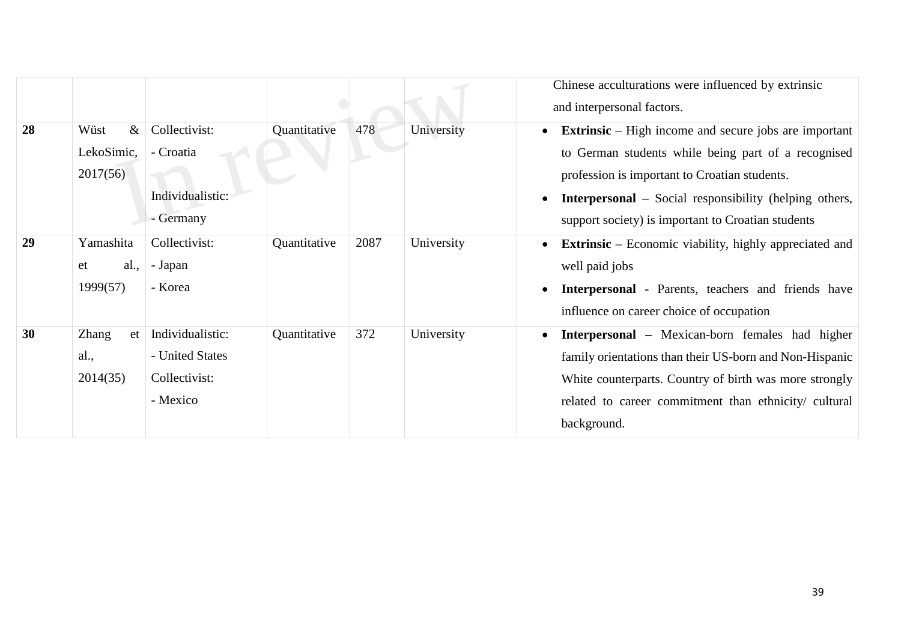| | | | | | | |
|---|---|---|---|---|---|---|
| | | | | | | Chinese acculturations were influenced by extrinsic and interpersonal factors. |
| **28** | Wüst & LekoSimic, 2017(56) | Collectivist: - Croatia Individualistic: - Germany | Quantitative | 478 | University | • **Extrinsic** – High income and secure jobs are important to German students while being part of a recognised profession is important to Croatian students. • **Interpersonal** – Social responsibility (helping others, support society) is important to Croatian students |
| **29** | Yamashita et al., 1999(57) | Collectivist: - Japan - Korea | Quantitative | 2087 | University | • **Extrinsic** – Economic viability, highly appreciated and well paid jobs • **Interpersonal** - Parents, teachers and friends have influence on career choice of occupation |
| **30** | Zhang et al., 2014(35) | Individualistic: - United States Collectivist: - Mexico | Quantitative | 372 | University | • **Interpersonal –** Mexican-born females had higher family orientations than their US-born and Non-Hispanic White counterparts. Country of birth was more strongly related to career commitment than ethnicity/ cultural background. |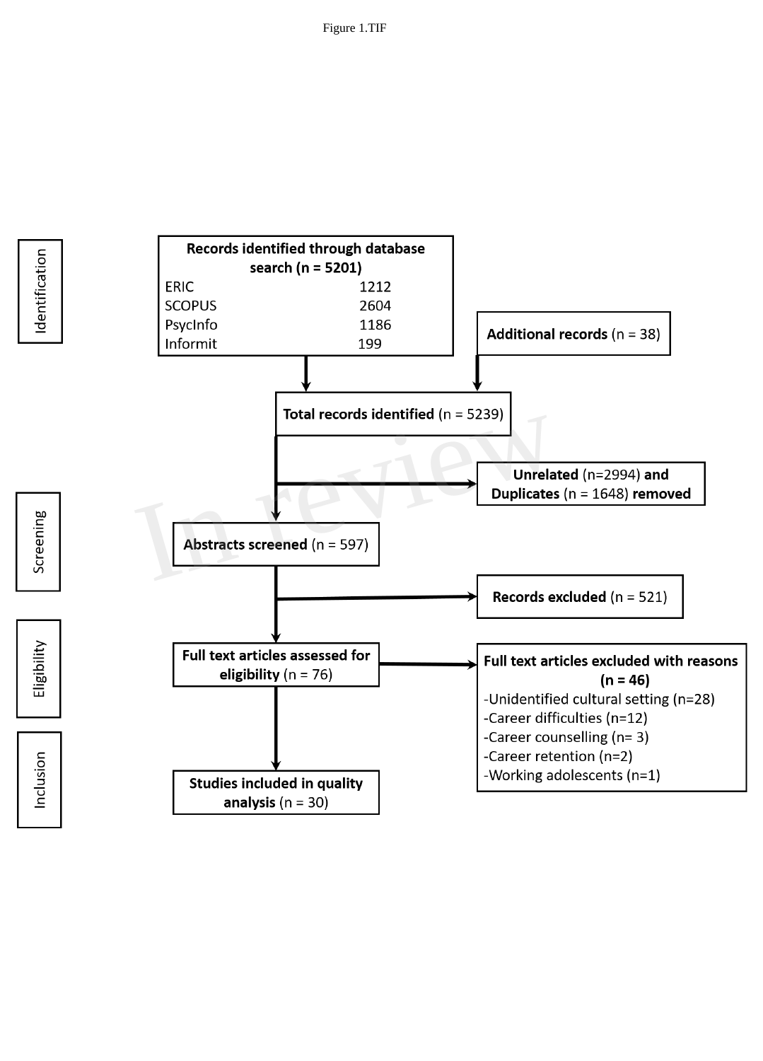Figure 1.TIF

Identification

**Records identified through database search (n = 5201)**

| | |
|---|---|
| ERIC | 1212 |
| SCOPUS | 2604 |
| PsycInfo | 1186 |
| Informit | 199 |

**Additional records** (n = 38)

**Total records identified** (n = 5239)

Screening

**Unrelated** (n=2994) **and Duplicates** (n = 1648) **removed**

**Abstracts screened** (n = 597)

**Records excluded** (n = 521)

Eligibility

**Full text articles assessed for eligibility** (n = 76)

**Full text articles excluded with reasons (n = 46)**

- Unidentified cultural setting (n=28)
- Career difficulties (n=12)
- Career counselling (n= 3)
- Career retention (n=2)
- Working adolescents (n=1)

Inclusion

**Studies included in quality analysis** (n = 30)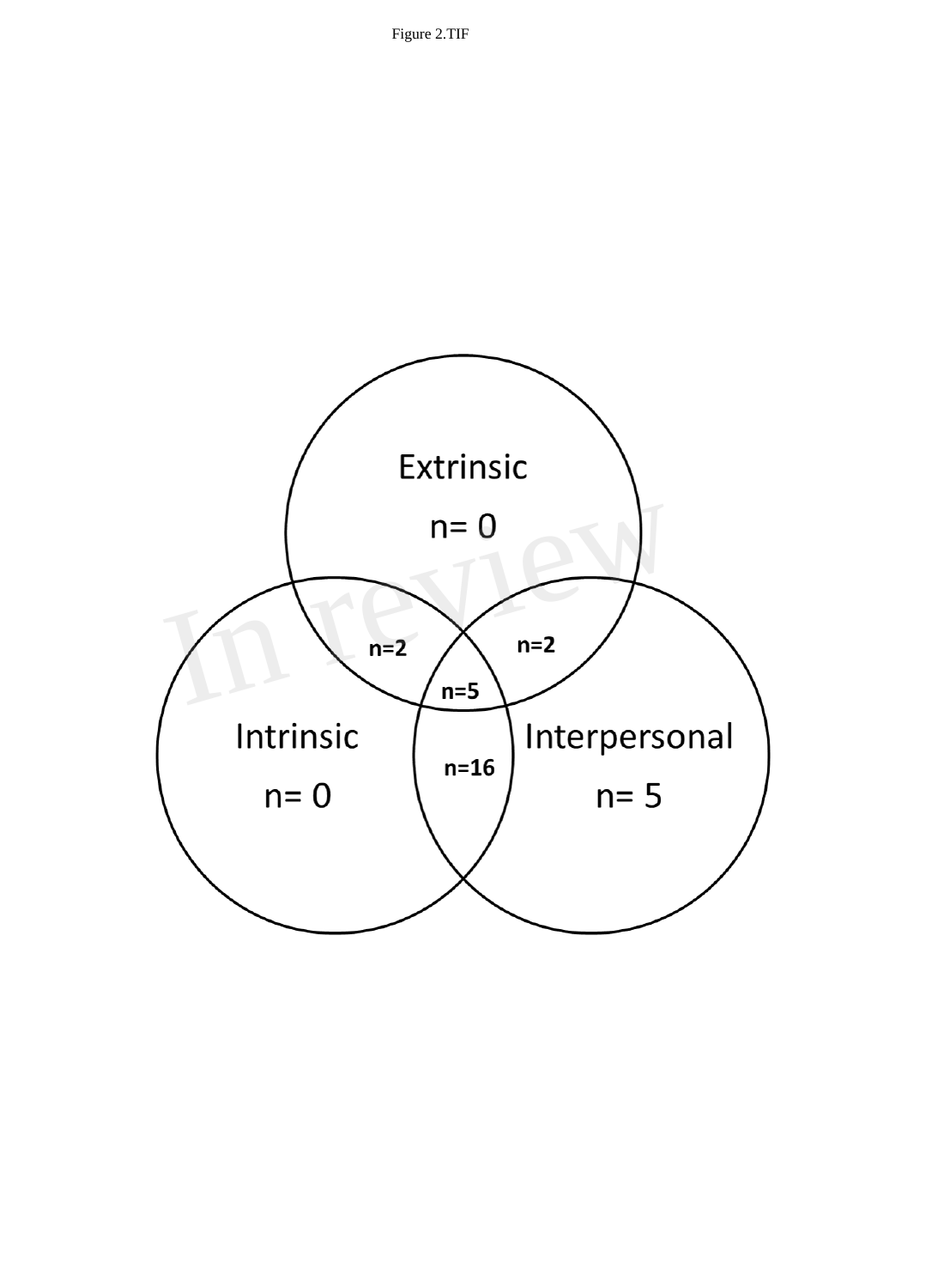Figure 2.TIF

Extrinsic

n= 0

n=2

n=2

n=5

Intrinsic

n= 0

n=16

Interpersonal

n= 5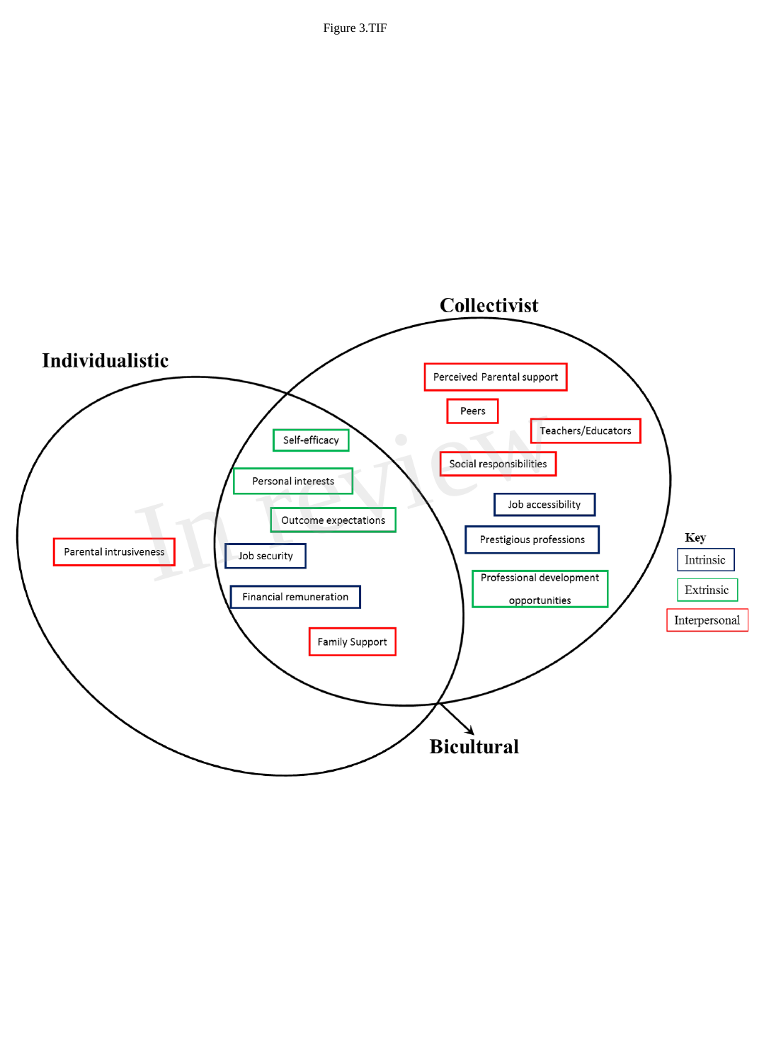Figure 3.TIF

Collectivist

Individualistic

Perceived Parental support

Peers

Teachers/Educators

Social responsibilities

Job accessibility

Prestigious professions

Professional development opportunities

Self-efficacy

Personal interests

Outcome expectations

Job security

Financial remuneration

Family Support

Parental intrusiveness

Bicultural

Key

Intrinsic

Extrinsic

Interpersonal